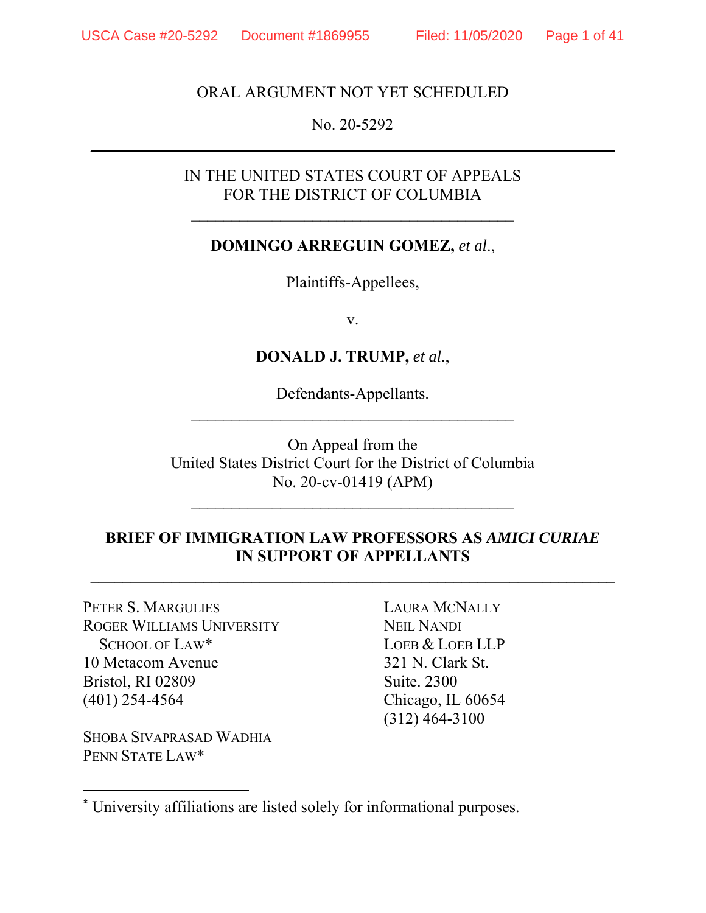ORAL ARGUMENT NOT YET SCHEDULED

No. 20-5292

IN THE UNITED STATES COURT OF APPEALS
FOR THE DISTRICT OF COLUMBIA

**DOMINGO ARREGUIN GOMEZ,** *et al.*,

Plaintiffs-Appellees,

v.

**DONALD J. TRUMP,** *et al.*,

Defendants-Appellants.

On Appeal from the
United States District Court for the District of Columbia
No. 20-cv-01419 (APM)

**BRIEF OF IMMIGRATION LAW PROFESSORS AS *AMICI CURIAE* IN SUPPORT OF APPELLANTS**

PETER S. MARGULIES
ROGER WILLIAMS UNIVERSITY SCHOOL OF LAW*
10 Metacom Avenue
Bristol, RI 02809
(401) 254-4564

SHOBA SIVAPRASAD WADHIA
PENN STATE LAW*

LAURA MCNALLY
NEIL NANDI
LOEB & LOEB LLP
321 N. Clark St.
Suite. 2300
Chicago, IL 60654
(312) 464-3100

* University affiliations are listed solely for informational purposes.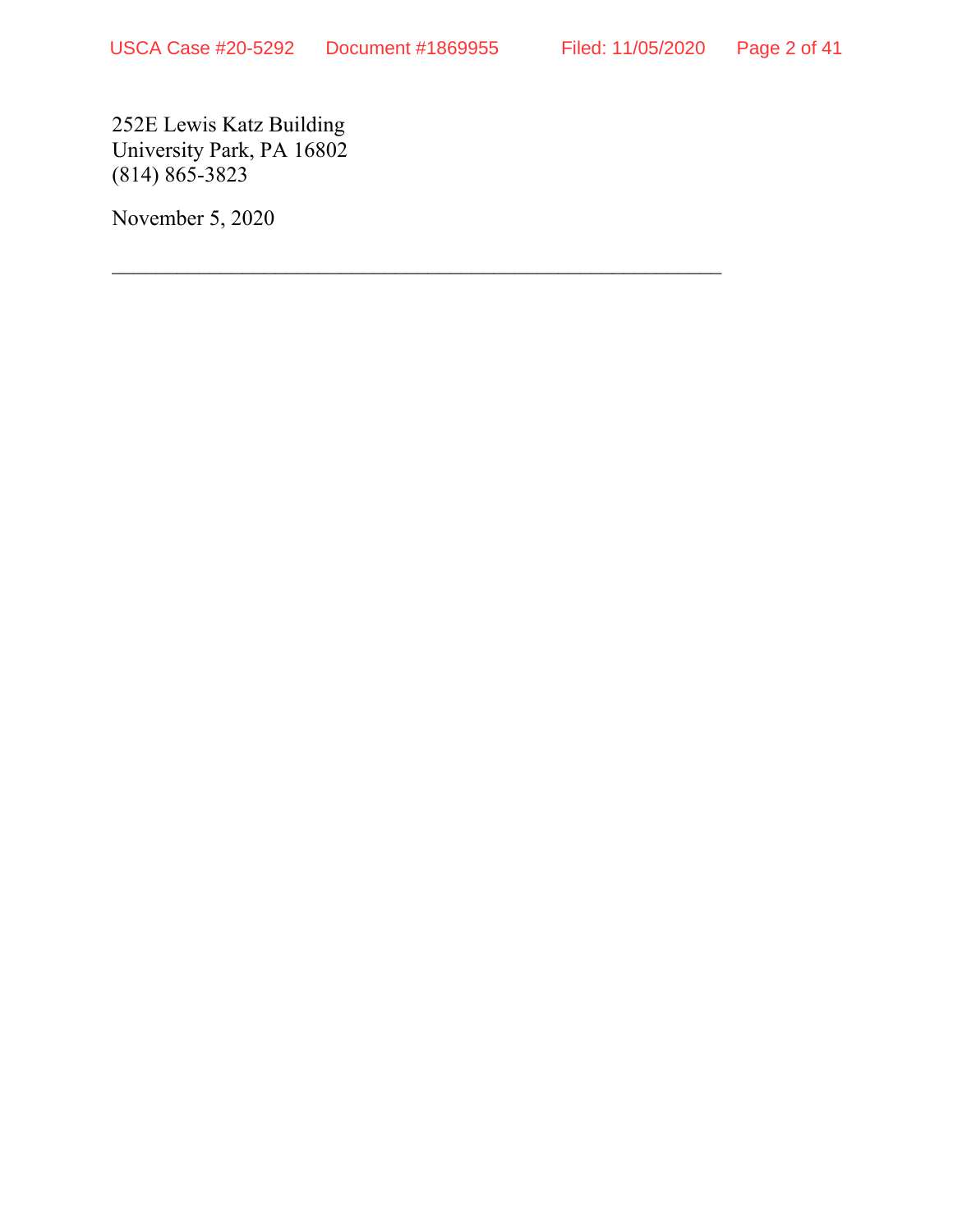252E Lewis Katz Building
University Park, PA 16802
(814) 865-3823

November 5, 2020

---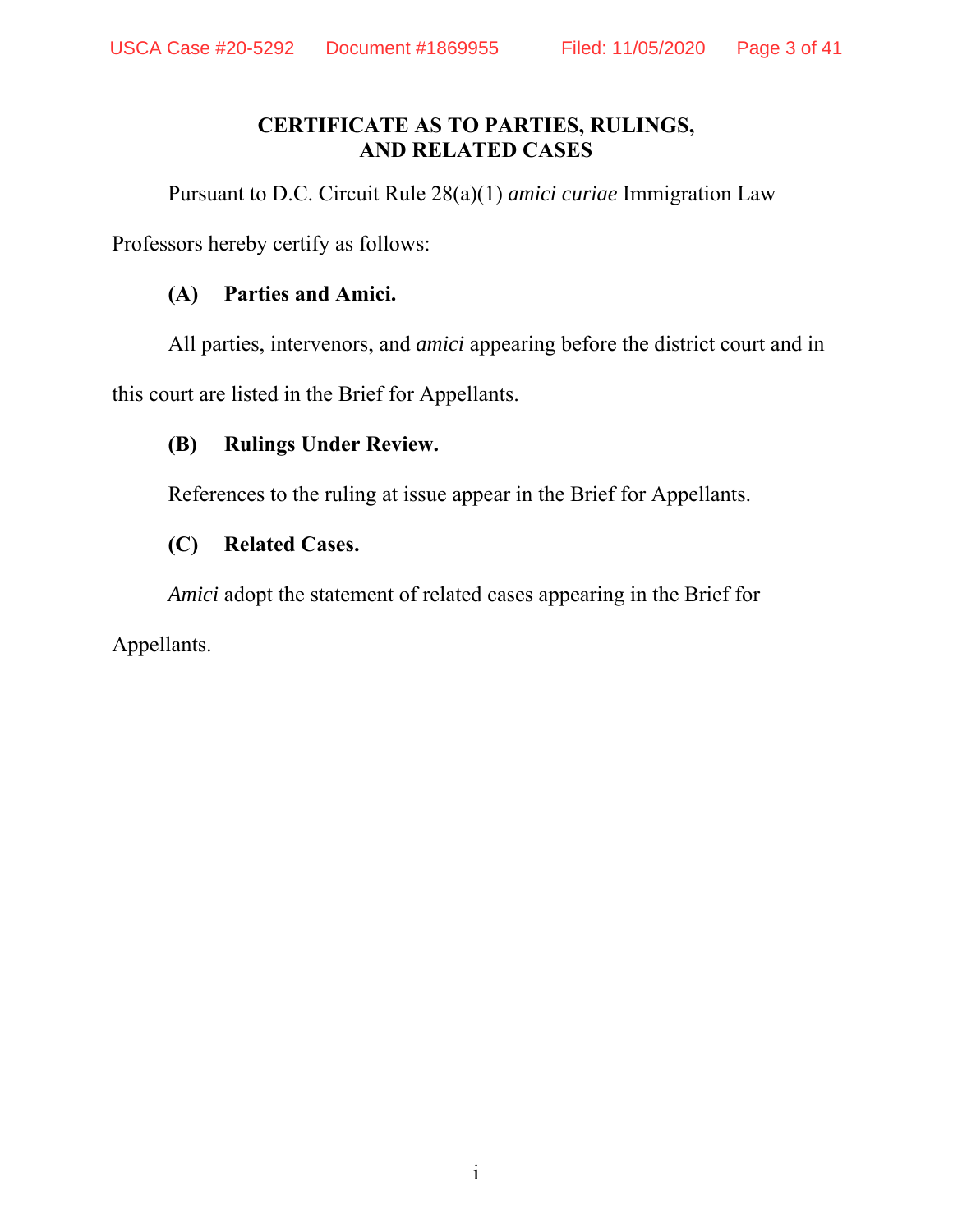# CERTIFICATE AS TO PARTIES, RULINGS, AND RELATED CASES

Pursuant to D.C. Circuit Rule 28(a)(1) *amici curiae* Immigration Law Professors hereby certify as follows:

**(A) Parties and Amici.**

All parties, intervenors, and *amici* appearing before the district court and in this court are listed in the Brief for Appellants.

**(B) Rulings Under Review.**

References to the ruling at issue appear in the Brief for Appellants.

**(C) Related Cases.**

*Amici* adopt the statement of related cases appearing in the Brief for Appellants.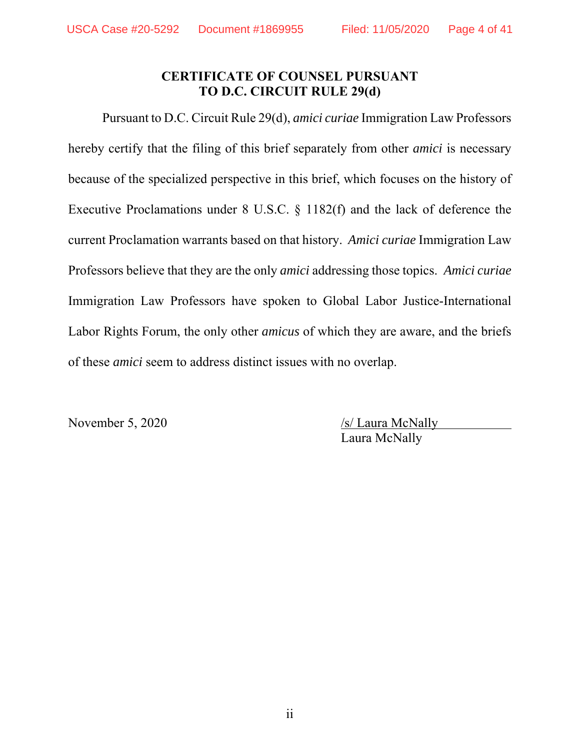## CERTIFICATE OF COUNSEL PURSUANT TO D.C. CIRCUIT RULE 29(d)

Pursuant to D.C. Circuit Rule 29(d), *amici curiae* Immigration Law Professors hereby certify that the filing of this brief separately from other *amici* is necessary because of the specialized perspective in this brief, which focuses on the history of Executive Proclamations under 8 U.S.C. § 1182(f) and the lack of deference the current Proclamation warrants based on that history. *Amici curiae* Immigration Law Professors believe that they are the only *amici* addressing those topics. *Amici curiae* Immigration Law Professors have spoken to Global Labor Justice-International Labor Rights Forum, the only other *amicus* of which they are aware, and the briefs of these *amici* seem to address distinct issues with no overlap.

November 5, 2020

/s/ Laura McNally
Laura McNally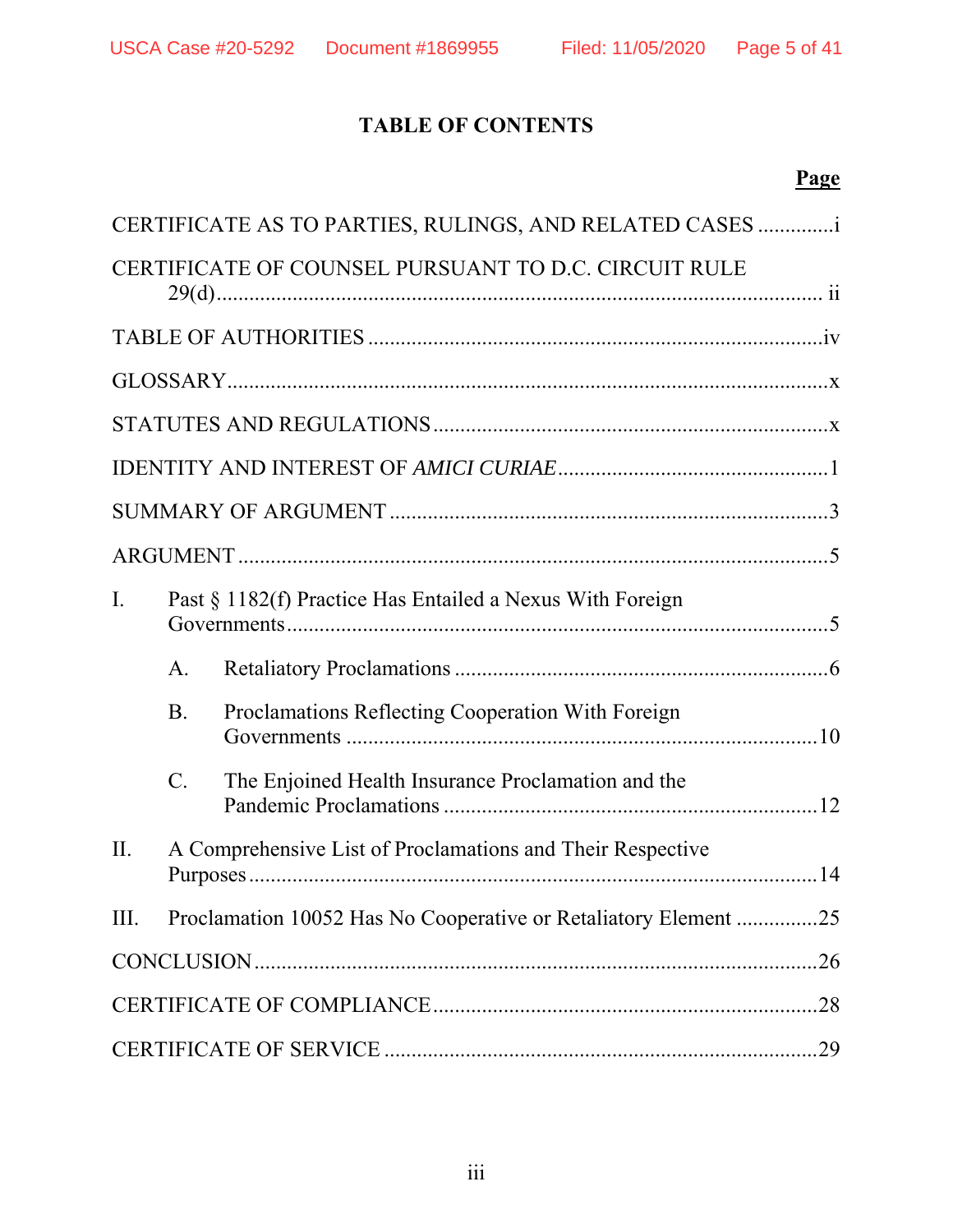# TABLE OF CONTENTS

| | Page |
|---|---|
| CERTIFICATE AS TO PARTIES, RULINGS, AND RELATED CASES | i |
| CERTIFICATE OF COUNSEL PURSUANT TO D.C. CIRCUIT RULE 29(d) | ii |
| TABLE OF AUTHORITIES | iv |
| GLOSSARY | x |
| STATUTES AND REGULATIONS | x |
| IDENTITY AND INTEREST OF *AMICI CURIAE* | 1 |
| SUMMARY OF ARGUMENT | 3 |
| ARGUMENT | 5 |
| I. Past § 1182(f) Practice Has Entailed a Nexus With Foreign Governments | 5 |
| A. Retaliatory Proclamations | 6 |
| B. Proclamations Reflecting Cooperation With Foreign Governments | 10 |
| C. The Enjoined Health Insurance Proclamation and the Pandemic Proclamations | 12 |
| II. A Comprehensive List of Proclamations and Their Respective Purposes | 14 |
| III. Proclamation 10052 Has No Cooperative or Retaliatory Element | 25 |
| CONCLUSION | 26 |
| CERTIFICATE OF COMPLIANCE | 28 |
| CERTIFICATE OF SERVICE | 29 |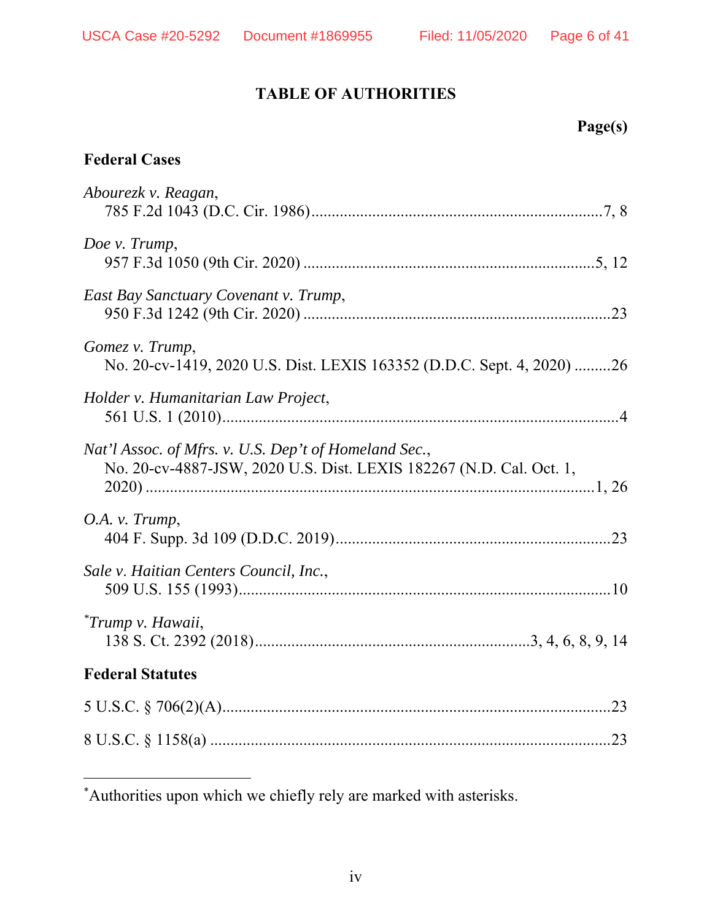# TABLE OF AUTHORITIES

**Page(s)**

## Federal Cases

*Abourezk v. Reagan*,
785 F.2d 1043 (D.C. Cir. 1986)........................................................................7, 8

*Doe v. Trump*,
957 F.3d 1050 (9th Cir. 2020) ........................................................................5, 12

*East Bay Sanctuary Covenant v. Trump*,
950 F.3d 1242 (9th Cir. 2020) ............................................................................23

*Gomez v. Trump*,
No. 20-cv-1419, 2020 U.S. Dist. LEXIS 163352 (D.D.C. Sept. 4, 2020) .........26

*Holder v. Humanitarian Law Project*,
561 U.S. 1 (2010)..................................................................................................4

*Nat'l Assoc. of Mfrs. v. U.S. Dep't of Homeland Sec.*,
No. 20-cv-4887-JSW, 2020 U.S. Dist. LEXIS 182267 (N.D. Cal. Oct. 1, 2020) ..............................................................................................................1, 26

*O.A. v. Trump*,
404 F. Supp. 3d 109 (D.D.C. 2019)....................................................................23

*Sale v. Haitian Centers Council, Inc.*,
509 U.S. 155 (1993)............................................................................................10

*\*Trump v. Hawaii*,
138 S. Ct. 2392 (2018)....................................................................3, 4, 6, 8, 9, 14

## Federal Statutes

5 U.S.C. § 706(2)(A)...............................................................................................23

8 U.S.C. § 1158(a) ..................................................................................................23

---

\*Authorities upon which we chiefly rely are marked with asterisks.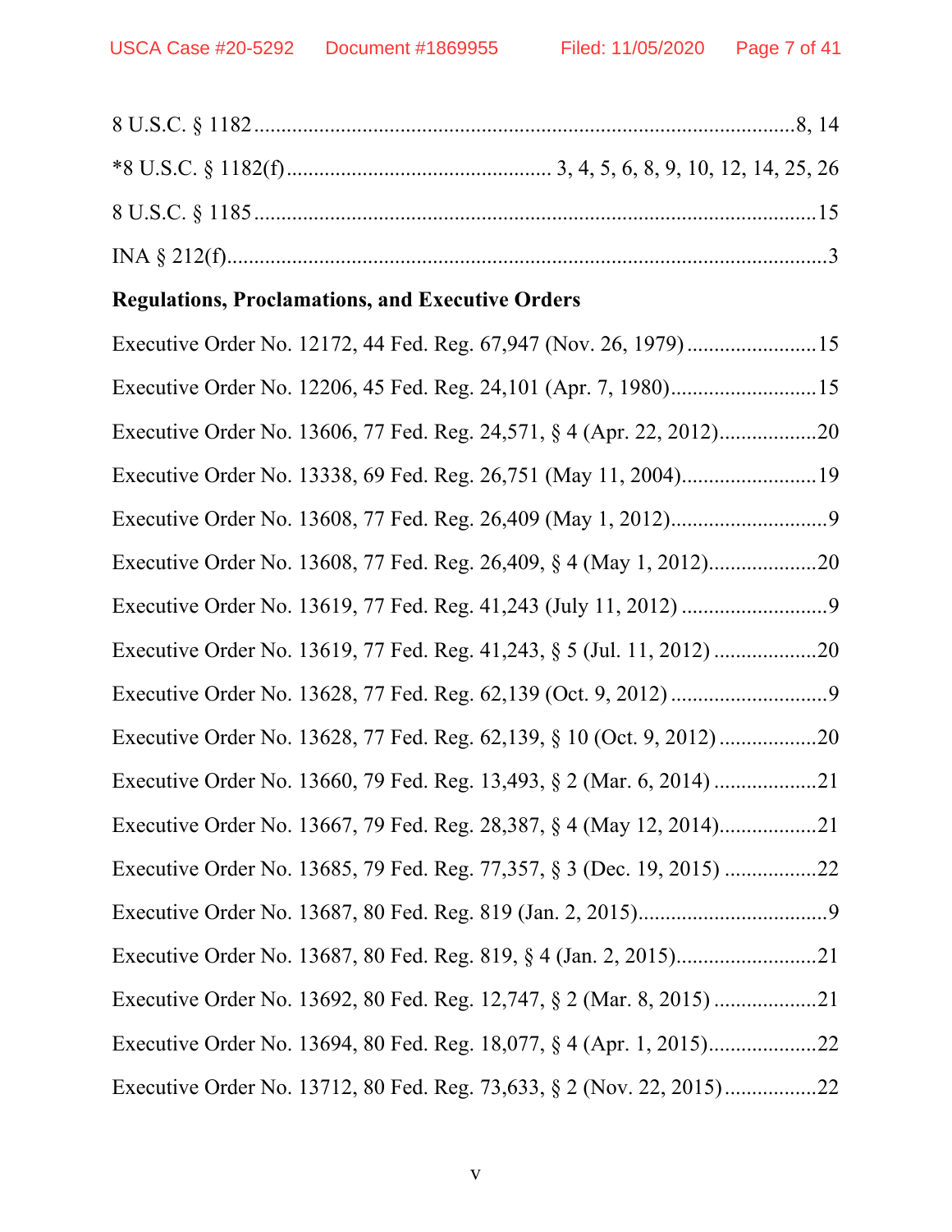8 U.S.C. § 1182 ........................................................................................ 8, 14

*8 U.S.C. § 1182(f) ................................................ 3, 4, 5, 6, 8, 9, 10, 12, 14, 25, 26

8 U.S.C. § 1185 ........................................................................................ 15

INA § 212(f) ............................................................................................ 3

**Regulations, Proclamations, and Executive Orders**

Executive Order No. 12172, 44 Fed. Reg. 67,947 (Nov. 26, 1979) ........................ 15

Executive Order No. 12206, 45 Fed. Reg. 24,101 (Apr. 7, 1980) .......................... 15

Executive Order No. 13606, 77 Fed. Reg. 24,571, § 4 (Apr. 22, 2012) .................. 20

Executive Order No. 13338, 69 Fed. Reg. 26,751 (May 11, 2004) ......................... 19

Executive Order No. 13608, 77 Fed. Reg. 26,409 (May 1, 2012) ............................. 9

Executive Order No. 13608, 77 Fed. Reg. 26,409, § 4 (May 1, 2012) .................... 20

Executive Order No. 13619, 77 Fed. Reg. 41,243 (July 11, 2012) ........................... 9

Executive Order No. 13619, 77 Fed. Reg. 41,243, § 5 (Jul. 11, 2012) ................... 20

Executive Order No. 13628, 77 Fed. Reg. 62,139 (Oct. 9, 2012) ............................. 9

Executive Order No. 13628, 77 Fed. Reg. 62,139, § 10 (Oct. 9, 2012) .................. 20

Executive Order No. 13660, 79 Fed. Reg. 13,493, § 2 (Mar. 6, 2014) ................... 21

Executive Order No. 13667, 79 Fed. Reg. 28,387, § 4 (May 12, 2014) .................. 21

Executive Order No. 13685, 79 Fed. Reg. 77,357, § 3 (Dec. 19, 2015) ................. 22

Executive Order No. 13687, 80 Fed. Reg. 819 (Jan. 2, 2015) ................................... 9

Executive Order No. 13687, 80 Fed. Reg. 819, § 4 (Jan. 2, 2015) .......................... 21

Executive Order No. 13692, 80 Fed. Reg. 12,747, § 2 (Mar. 8, 2015) ................... 21

Executive Order No. 13694, 80 Fed. Reg. 18,077, § 4 (Apr. 1, 2015) .................... 22

Executive Order No. 13712, 80 Fed. Reg. 73,633, § 2 (Nov. 22, 2015) ................. 22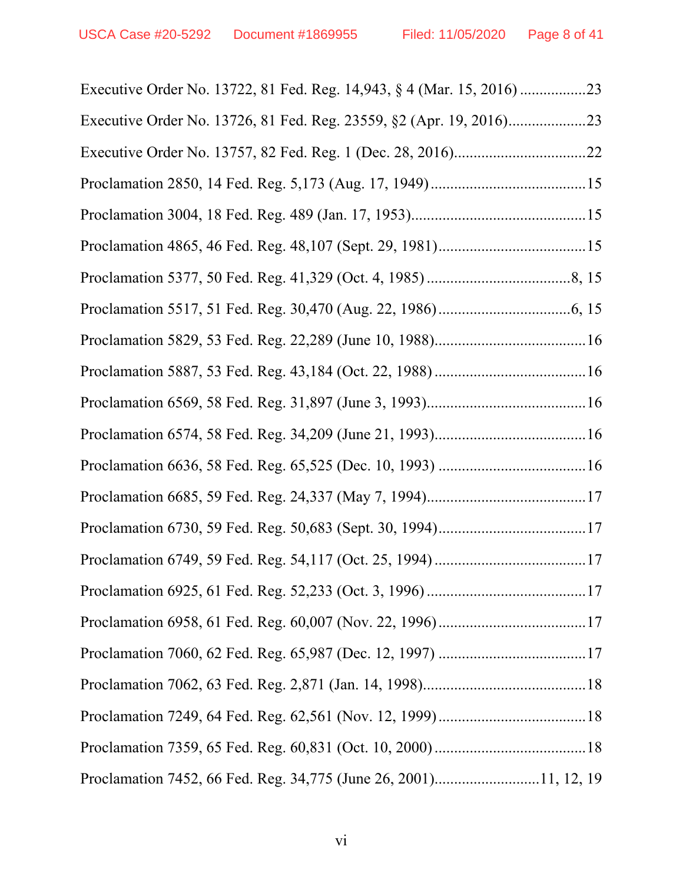Executive Order No. 13722, 81 Fed. Reg. 14,943, § 4 (Mar. 15, 2016) ................23

Executive Order No. 13726, 81 Fed. Reg. 23559, §2 (Apr. 19, 2016)....................23

Executive Order No. 13757, 82 Fed. Reg. 1 (Dec. 28, 2016)..................................22

Proclamation 2850, 14 Fed. Reg. 5,173 (Aug. 17, 1949) .......................................15

Proclamation 3004, 18 Fed. Reg. 489 (Jan. 17, 1953).............................................15

Proclamation 4865, 46 Fed. Reg. 48,107 (Sept. 29, 1981)......................................15

Proclamation 5377, 50 Fed. Reg. 41,329 (Oct. 4, 1985) ....................................8, 15

Proclamation 5517, 51 Fed. Reg. 30,470 (Aug. 22, 1986).................................6, 15

Proclamation 5829, 53 Fed. Reg. 22,289 (June 10, 1988)......................................16

Proclamation 5887, 53 Fed. Reg. 43,184 (Oct. 22, 1988) ......................................16

Proclamation 6569, 58 Fed. Reg. 31,897 (June 3, 1993).........................................16

Proclamation 6574, 58 Fed. Reg. 34,209 (June 21, 1993)......................................16

Proclamation 6636, 58 Fed. Reg. 65,525 (Dec. 10, 1993) .....................................16

Proclamation 6685, 59 Fed. Reg. 24,337 (May 7, 1994)........................................17

Proclamation 6730, 59 Fed. Reg. 50,683 (Sept. 30, 1994)......................................17

Proclamation 6749, 59 Fed. Reg. 54,117 (Oct. 25, 1994) ......................................17

Proclamation 6925, 61 Fed. Reg. 52,233 (Oct. 3, 1996) ........................................17

Proclamation 6958, 61 Fed. Reg. 60,007 (Nov. 22, 1996).....................................17

Proclamation 7060, 62 Fed. Reg. 65,987 (Dec. 12, 1997) .....................................17

Proclamation 7062, 63 Fed. Reg. 2,871 (Jan. 14, 1998)..........................................18

Proclamation 7249, 64 Fed. Reg. 62,561 (Nov. 12, 1999) ......................................18

Proclamation 7359, 65 Fed. Reg. 60,831 (Oct. 10, 2000) ......................................18

Proclamation 7452, 66 Fed. Reg. 34,775 (June 26, 2001)..........................11, 12, 19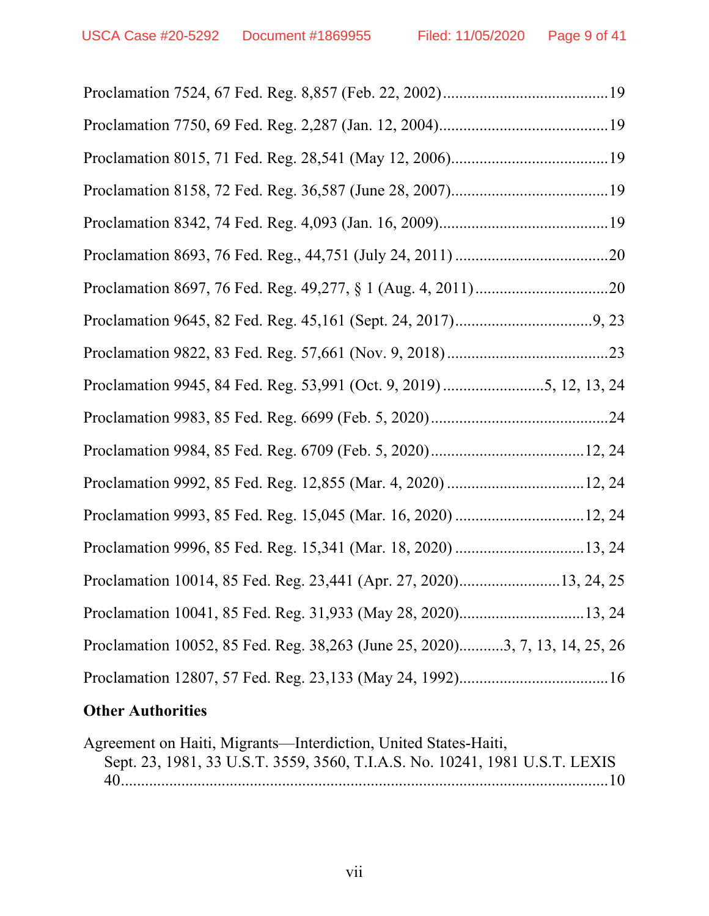Proclamation 7524, 67 Fed. Reg. 8,857 (Feb. 22, 2002)........................................19

Proclamation 7750, 69 Fed. Reg. 2,287 (Jan. 12, 2004)........................................19

Proclamation 8015, 71 Fed. Reg. 28,541 (May 12, 2006)......................................19

Proclamation 8158, 72 Fed. Reg. 36,587 (June 28, 2007)......................................19

Proclamation 8342, 74 Fed. Reg. 4,093 (Jan. 16, 2009)........................................19

Proclamation 8693, 76 Fed. Reg., 44,751 (July 24, 2011) ......................................20

Proclamation 8697, 76 Fed. Reg. 49,277, § 1 (Aug. 4, 2011) ................................20

Proclamation 9645, 82 Fed. Reg. 45,161 (Sept. 24, 2017)..................................9, 23

Proclamation 9822, 83 Fed. Reg. 57,661 (Nov. 9, 2018)........................................23

Proclamation 9945, 84 Fed. Reg. 53,991 (Oct. 9, 2019) .........................5, 12, 13, 24

Proclamation 9983, 85 Fed. Reg. 6699 (Feb. 5, 2020)............................................24

Proclamation 9984, 85 Fed. Reg. 6709 (Feb. 5, 2020)......................................12, 24

Proclamation 9992, 85 Fed. Reg. 12,855 (Mar. 4, 2020) ..................................12, 24

Proclamation 9993, 85 Fed. Reg. 15,045 (Mar. 16, 2020) ................................12, 24

Proclamation 9996, 85 Fed. Reg. 15,341 (Mar. 18, 2020) ................................13, 24

Proclamation 10014, 85 Fed. Reg. 23,441 (Apr. 27, 2020)........................13, 24, 25

Proclamation 10041, 85 Fed. Reg. 31,933 (May 28, 2020)...............................13, 24

Proclamation 10052, 85 Fed. Reg. 38,263 (June 25, 2020)...........3, 7, 13, 14, 25, 26

Proclamation 12807, 57 Fed. Reg. 23,133 (May 24, 1992)....................................16

**Other Authorities**

Agreement on Haiti, Migrants—Interdiction, United States-Haiti, Sept. 23, 1981, 33 U.S.T. 3559, 3560, T.I.A.S. No. 10241, 1981 U.S.T. LEXIS 40.........................................................................................................10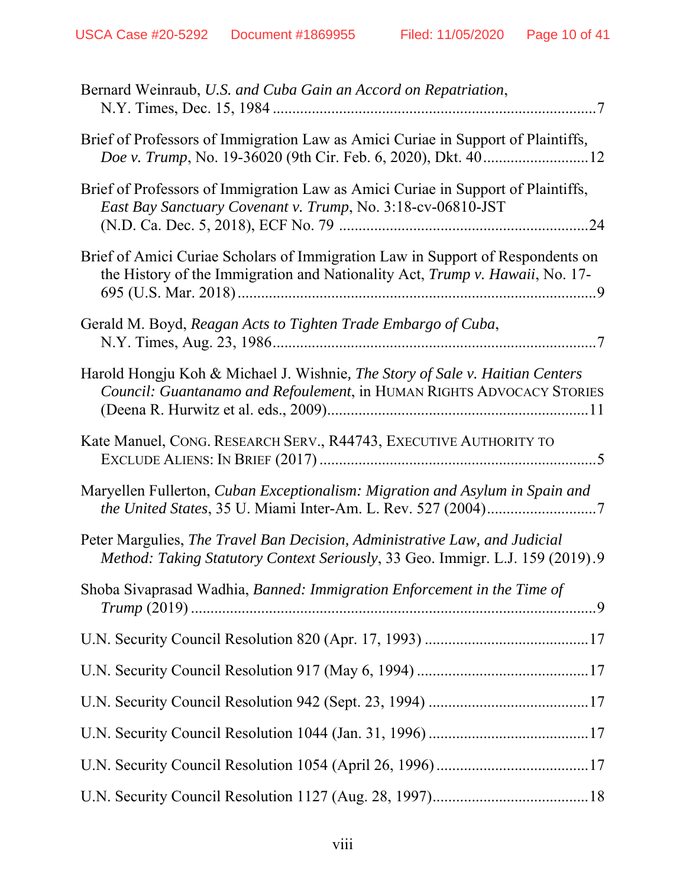Bernard Weinraub, *U.S. and Cuba Gain an Accord on Repatriation*, N.Y. Times, Dec. 15, 1984 ..................................................................................7

Brief of Professors of Immigration Law as Amici Curiae in Support of Plaintiffs, *Doe v. Trump*, No. 19-36020 (9th Cir. Feb. 6, 2020), Dkt. 40...........................12

Brief of Professors of Immigration Law as Amici Curiae in Support of Plaintiffs, *East Bay Sanctuary Covenant v. Trump*, No. 3:18-cv-06810-JST (N.D. Ca. Dec. 5, 2018), ECF No. 79 ...............................................................24

Brief of Amici Curiae Scholars of Immigration Law in Support of Respondents on the History of the Immigration and Nationality Act, *Trump v. Hawaii*, No. 17-695 (U.S. Mar. 2018) ..........................................................................................9

Gerald M. Boyd, *Reagan Acts to Tighten Trade Embargo of Cuba*, N.Y. Times, Aug. 23, 1986..................................................................................7

Harold Hongju Koh & Michael J. Wishnie, *The Story of Sale v. Haitian Centers Council: Guantanamo and Refoulement*, in HUMAN RIGHTS ADVOCACY STORIES (Deena R. Hurwitz et al. eds., 2009)..................................................................11

Kate Manuel, CONG. RESEARCH SERV., R44743, EXECUTIVE AUTHORITY TO EXCLUDE ALIENS: IN BRIEF (2017) ......................................................................5

Maryellen Fullerton, *Cuban Exceptionalism: Migration and Asylum in Spain and the United States*, 35 U. Miami Inter-Am. L. Rev. 527 (2004)............................7

Peter Margulies, *The Travel Ban Decision, Administrative Law, and Judicial Method: Taking Statutory Context Seriously*, 33 Geo. Immigr. L.J. 159 (2019).9

Shoba Sivaprasad Wadhia, *Banned: Immigration Enforcement in the Time of Trump* (2019) ........................................................................................................9

U.N. Security Council Resolution 820 (Apr. 17, 1993) ..........................................17

U.N. Security Council Resolution 917 (May 6, 1994) ............................................17

U.N. Security Council Resolution 942 (Sept. 23, 1994) .........................................17

U.N. Security Council Resolution 1044 (Jan. 31, 1996) .........................................17

U.N. Security Council Resolution 1054 (April 26, 1996) .......................................17

U.N. Security Council Resolution 1127 (Aug. 28, 1997)........................................18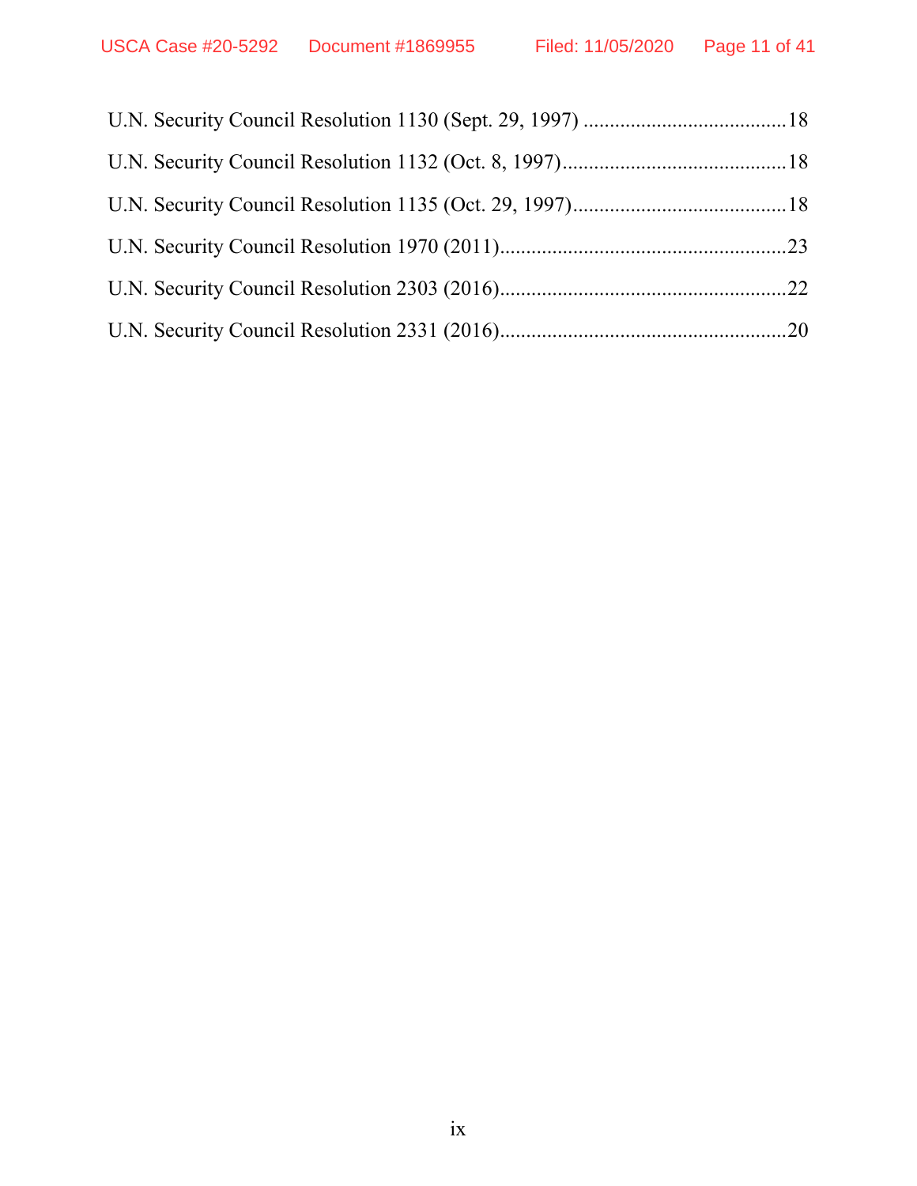U.N. Security Council Resolution 1130 (Sept. 29, 1997) ......................................18

U.N. Security Council Resolution 1132 (Oct. 8, 1997)..........................................18

U.N. Security Council Resolution 1135 (Oct. 29, 1997)........................................18

U.N. Security Council Resolution 1970 (2011).......................................................23

U.N. Security Council Resolution 2303 (2016).......................................................22

U.N. Security Council Resolution 2331 (2016).......................................................20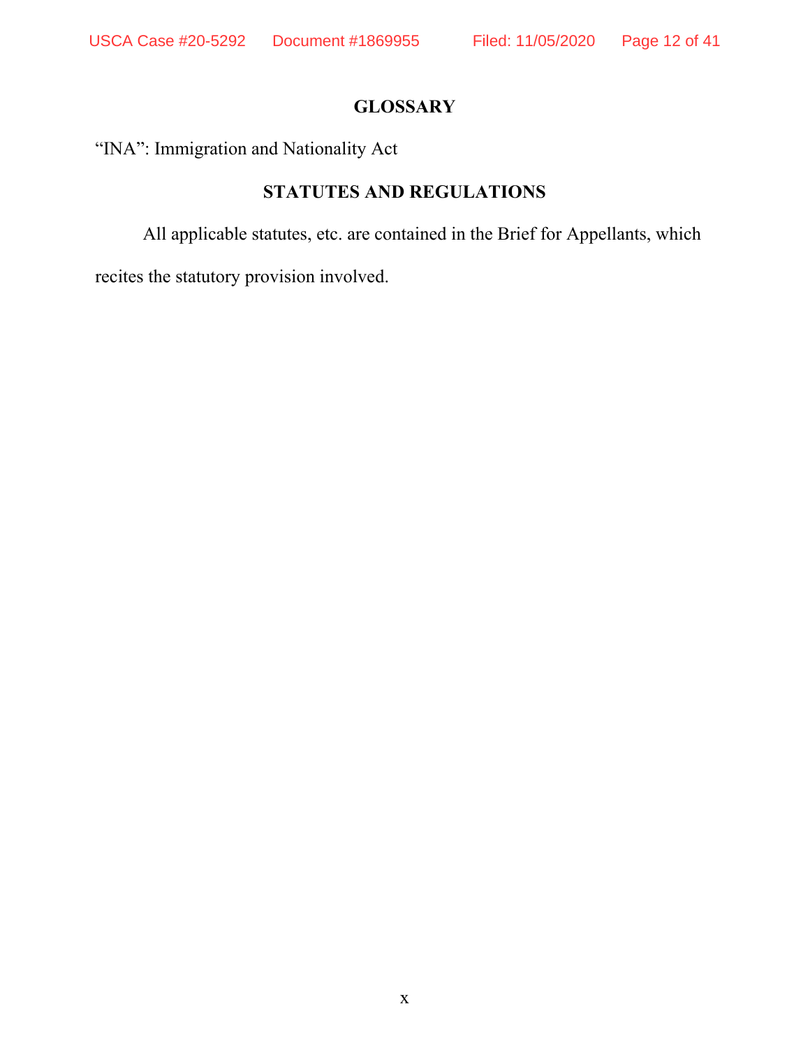## GLOSSARY

“INA”: Immigration and Nationality Act

## STATUTES AND REGULATIONS

All applicable statutes, etc. are contained in the Brief for Appellants, which recites the statutory provision involved.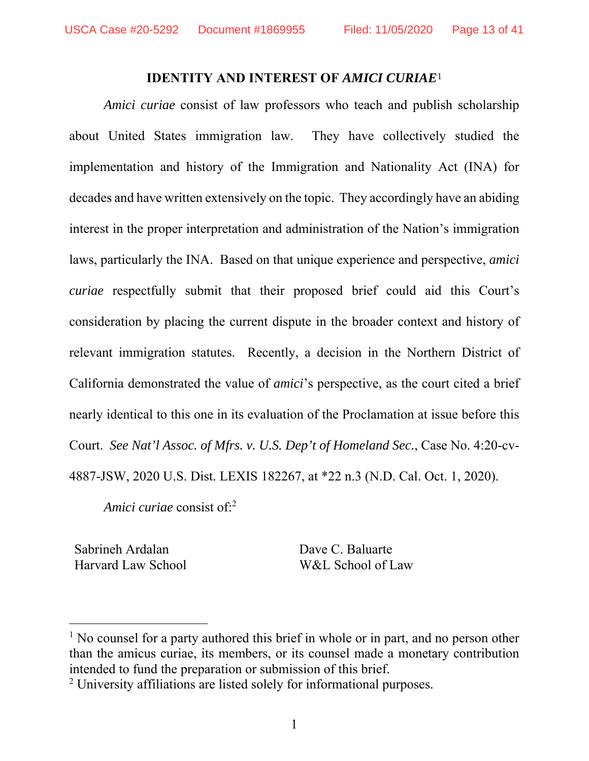## IDENTITY AND INTEREST OF *AMICI CURIAE*[1]

*Amici curiae* consist of law professors who teach and publish scholarship about United States immigration law. They have collectively studied the implementation and history of the Immigration and Nationality Act (INA) for decades and have written extensively on the topic. They accordingly have an abiding interest in the proper interpretation and administration of the Nation's immigration laws, particularly the INA. Based on that unique experience and perspective, *amici curiae* respectfully submit that their proposed brief could aid this Court's consideration by placing the current dispute in the broader context and history of relevant immigration statutes. Recently, a decision in the Northern District of California demonstrated the value of *amici*'s perspective, as the court cited a brief nearly identical to this one in its evaluation of the Proclamation at issue before this Court. *See Nat'l Assoc. of Mfrs. v. U.S. Dep't of Homeland Sec.*, Case No. 4:20-cv-4887-JSW, 2020 U.S. Dist. LEXIS 182267, at *22 n.3 (N.D. Cal. Oct. 1, 2020).

*Amici curiae* consist of:[2]

Sabrineh Ardalan
Harvard Law School

Dave C. Baluarte
W&L School of Law

---

[1] No counsel for a party authored this brief in whole or in part, and no person other than the amicus curiae, its members, or its counsel made a monetary contribution intended to fund the preparation or submission of this brief.

[2] University affiliations are listed solely for informational purposes.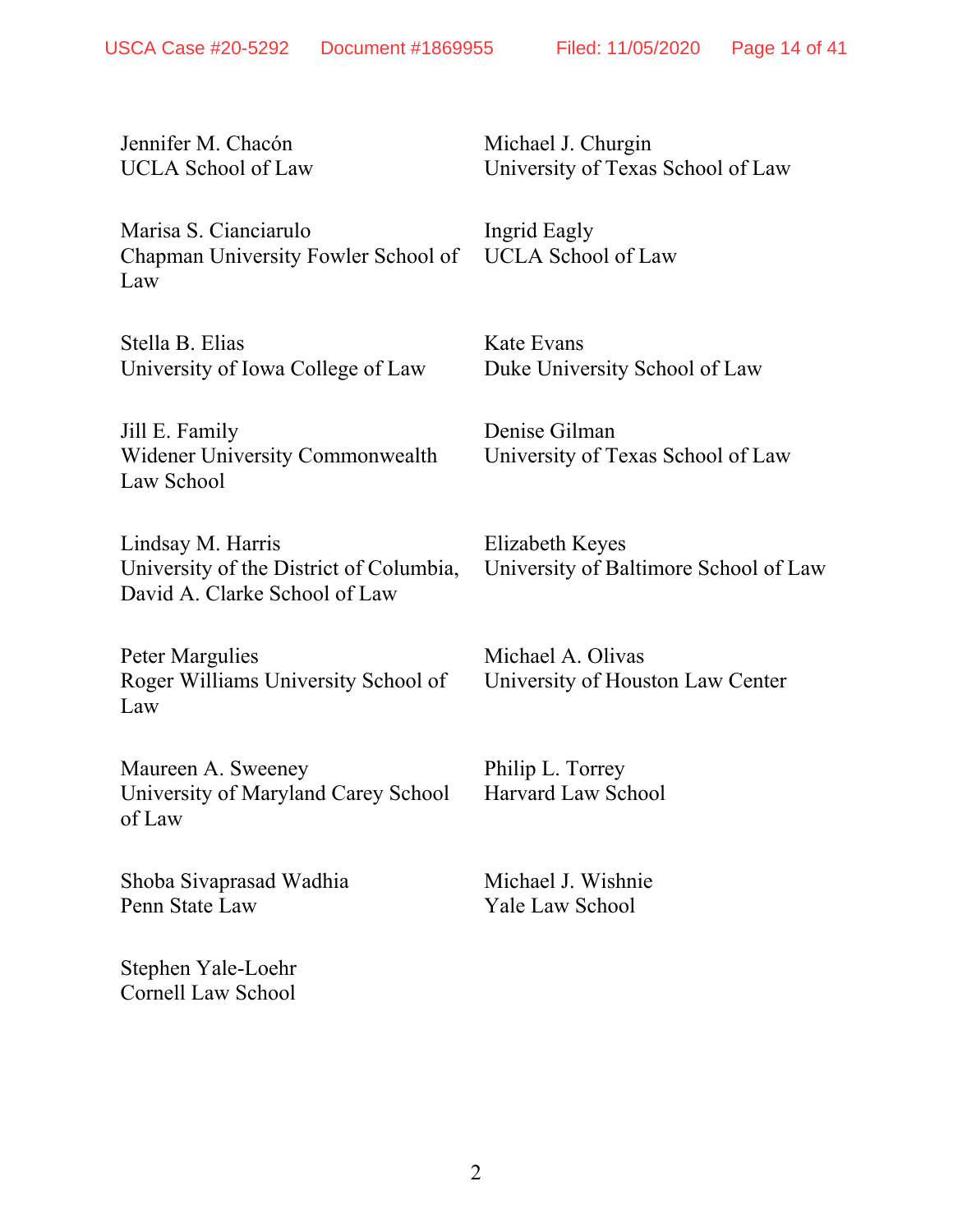Jennifer M. Chacón
UCLA School of Law

Michael J. Churgin
University of Texas School of Law

Marisa S. Cianciarulo
Chapman University Fowler School of Law

Ingrid Eagly
UCLA School of Law

Stella B. Elias
University of Iowa College of Law

Kate Evans
Duke University School of Law

Jill E. Family
Widener University Commonwealth Law School

Denise Gilman
University of Texas School of Law

Lindsay M. Harris
University of the District of Columbia, David A. Clarke School of Law

Elizabeth Keyes
University of Baltimore School of Law

Peter Margulies
Roger Williams University School of Law

Michael A. Olivas
University of Houston Law Center

Maureen A. Sweeney
University of Maryland Carey School of Law

Philip L. Torrey
Harvard Law School

Shoba Sivaprasad Wadhia
Penn State Law

Michael J. Wishnie
Yale Law School

Stephen Yale-Loehr
Cornell Law School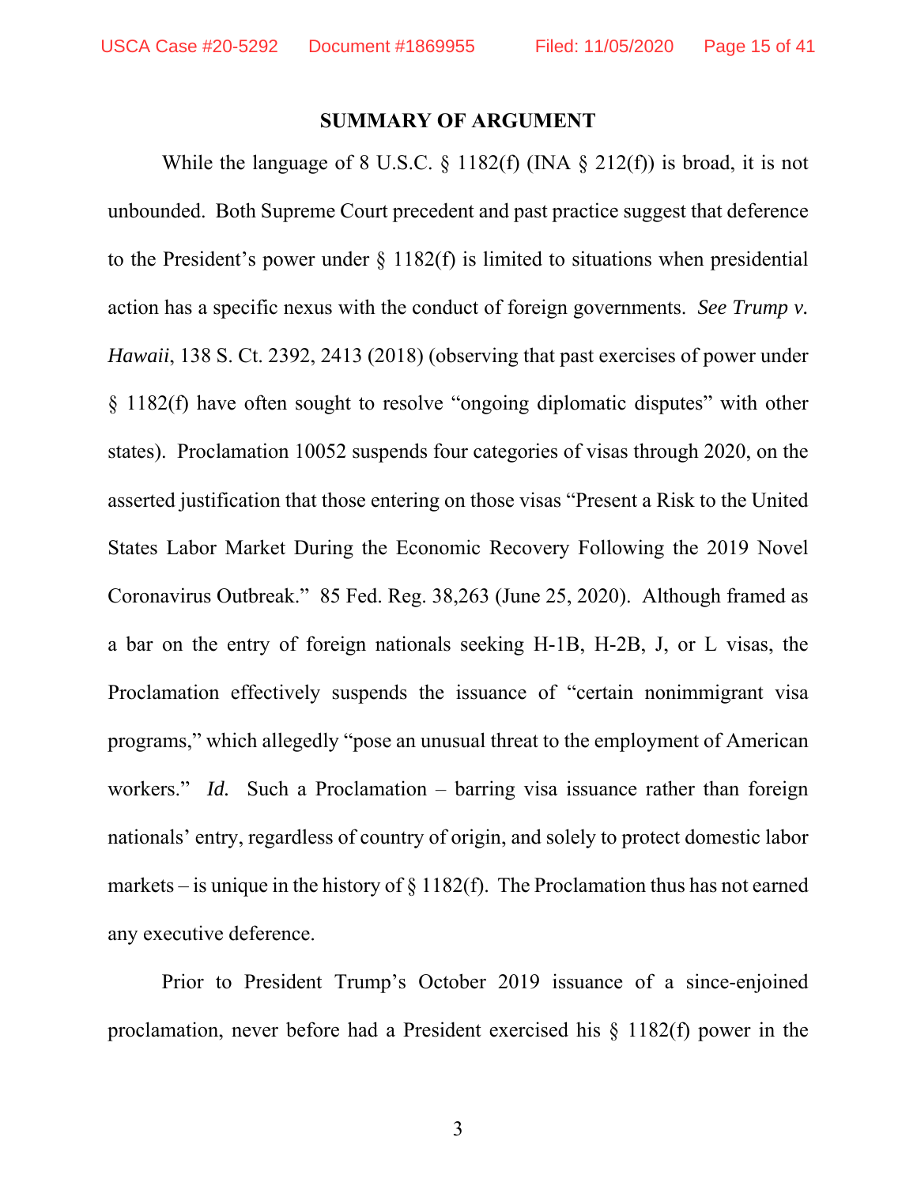## SUMMARY OF ARGUMENT

While the language of 8 U.S.C. § 1182(f) (INA § 212(f)) is broad, it is not unbounded. Both Supreme Court precedent and past practice suggest that deference to the President's power under § 1182(f) is limited to situations when presidential action has a specific nexus with the conduct of foreign governments. *See Trump v. Hawaii*, 138 S. Ct. 2392, 2413 (2018) (observing that past exercises of power under § 1182(f) have often sought to resolve "ongoing diplomatic disputes" with other states). Proclamation 10052 suspends four categories of visas through 2020, on the asserted justification that those entering on those visas "Present a Risk to the United States Labor Market During the Economic Recovery Following the 2019 Novel Coronavirus Outbreak." 85 Fed. Reg. 38,263 (June 25, 2020). Although framed as a bar on the entry of foreign nationals seeking H-1B, H-2B, J, or L visas, the Proclamation effectively suspends the issuance of "certain nonimmigrant visa programs," which allegedly "pose an unusual threat to the employment of American workers." *Id.* Such a Proclamation – barring visa issuance rather than foreign nationals' entry, regardless of country of origin, and solely to protect domestic labor markets – is unique in the history of § 1182(f). The Proclamation thus has not earned any executive deference.

Prior to President Trump's October 2019 issuance of a since-enjoined proclamation, never before had a President exercised his § 1182(f) power in the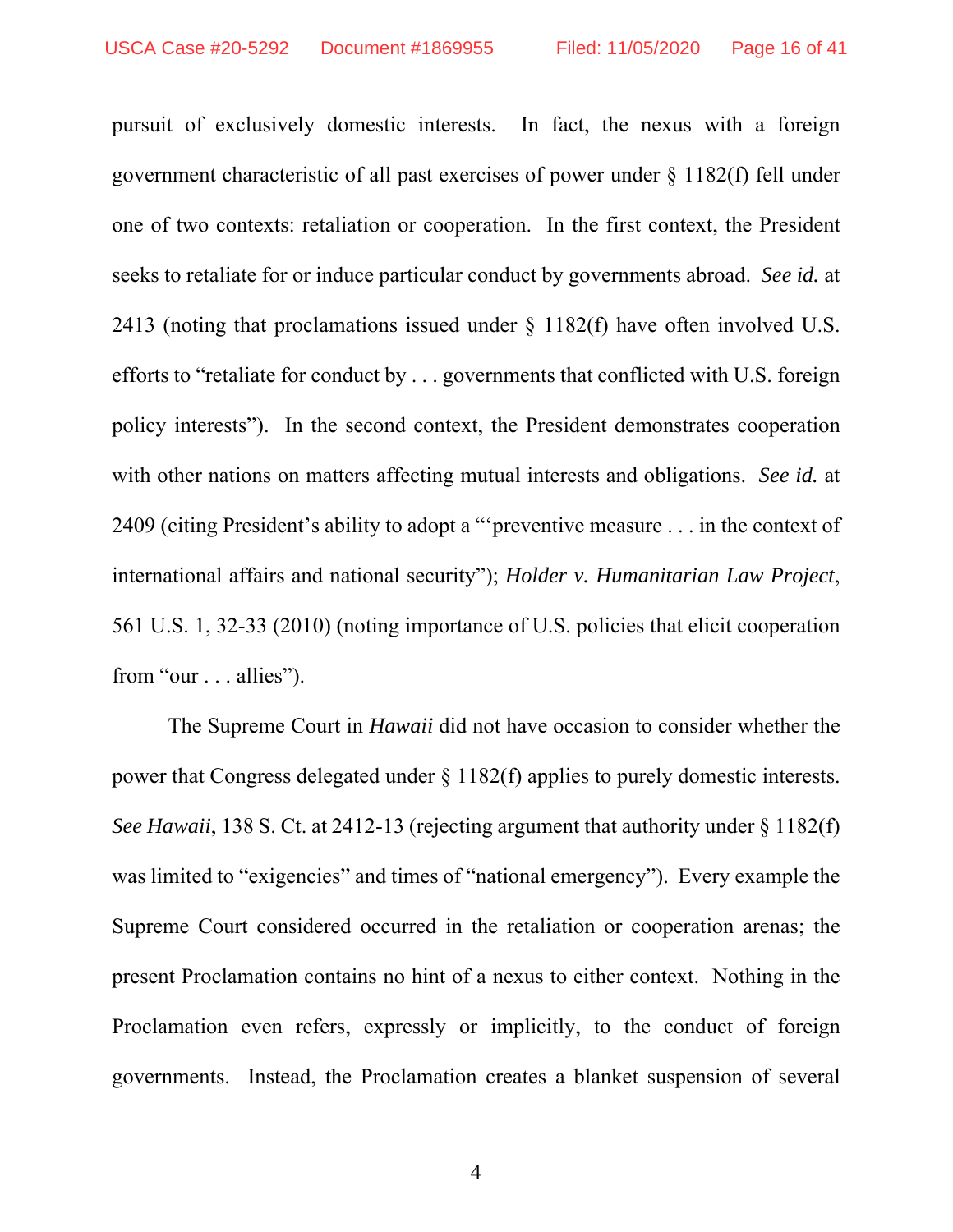pursuit of exclusively domestic interests. In fact, the nexus with a foreign government characteristic of all past exercises of power under § 1182(f) fell under one of two contexts: retaliation or cooperation. In the first context, the President seeks to retaliate for or induce particular conduct by governments abroad. *See id.* at 2413 (noting that proclamations issued under § 1182(f) have often involved U.S. efforts to "retaliate for conduct by . . . governments that conflicted with U.S. foreign policy interests"). In the second context, the President demonstrates cooperation with other nations on matters affecting mutual interests and obligations. *See id.* at 2409 (citing President's ability to adopt a "'preventive measure . . . in the context of international affairs and national security"); *Holder v. Humanitarian Law Project*, 561 U.S. 1, 32-33 (2010) (noting importance of U.S. policies that elicit cooperation from "our . . . allies").

The Supreme Court in *Hawaii* did not have occasion to consider whether the power that Congress delegated under § 1182(f) applies to purely domestic interests. *See Hawaii*, 138 S. Ct. at 2412-13 (rejecting argument that authority under § 1182(f) was limited to "exigencies" and times of "national emergency"). Every example the Supreme Court considered occurred in the retaliation or cooperation arenas; the present Proclamation contains no hint of a nexus to either context. Nothing in the Proclamation even refers, expressly or implicitly, to the conduct of foreign governments. Instead, the Proclamation creates a blanket suspension of several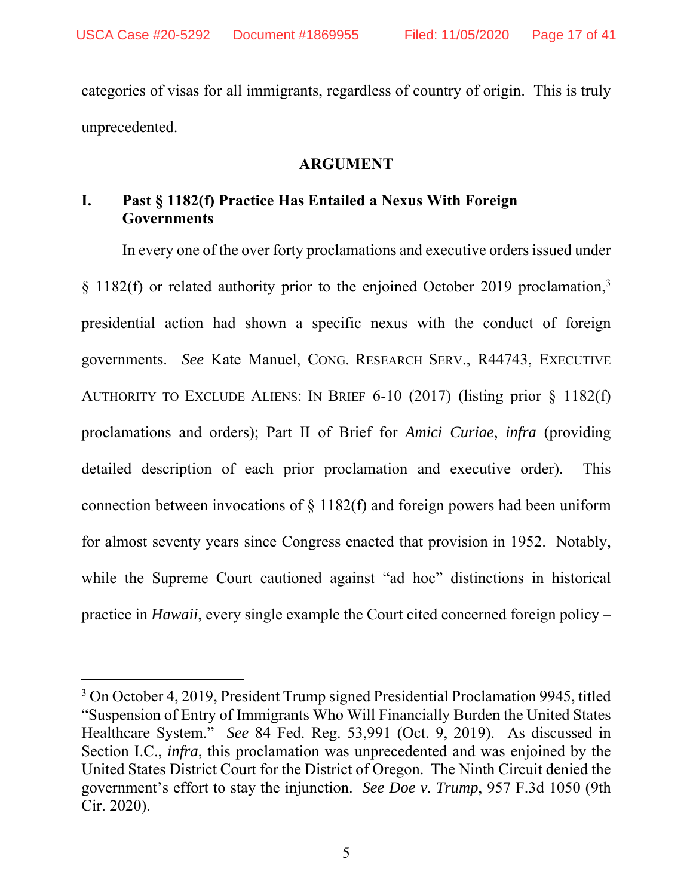categories of visas for all immigrants, regardless of country of origin. This is truly unprecedented.

## ARGUMENT

### I. Past § 1182(f) Practice Has Entailed a Nexus With Foreign Governments

In every one of the over forty proclamations and executive orders issued under § 1182(f) or related authority prior to the enjoined October 2019 proclamation,[3] presidential action had shown a specific nexus with the conduct of foreign governments. *See* Kate Manuel, CONG. RESEARCH SERV., R44743, EXECUTIVE AUTHORITY TO EXCLUDE ALIENS: IN BRIEF 6-10 (2017) (listing prior § 1182(f) proclamations and orders); Part II of Brief for *Amici Curiae*, *infra* (providing detailed description of each prior proclamation and executive order). This connection between invocations of § 1182(f) and foreign powers had been uniform for almost seventy years since Congress enacted that provision in 1952. Notably, while the Supreme Court cautioned against "ad hoc" distinctions in historical practice in *Hawaii*, every single example the Court cited concerned foreign policy –

---

[3] On October 4, 2019, President Trump signed Presidential Proclamation 9945, titled "Suspension of Entry of Immigrants Who Will Financially Burden the United States Healthcare System." *See* 84 Fed. Reg. 53,991 (Oct. 9, 2019). As discussed in Section I.C., *infra*, this proclamation was unprecedented and was enjoined by the United States District Court for the District of Oregon. The Ninth Circuit denied the government's effort to stay the injunction. *See Doe v. Trump*, 957 F.3d 1050 (9th Cir. 2020).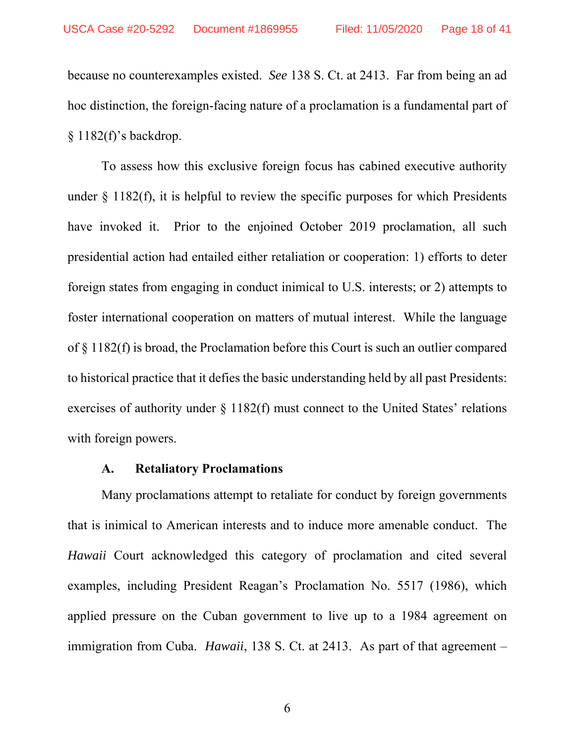because no counterexamples existed. *See* 138 S. Ct. at 2413. Far from being an ad hoc distinction, the foreign-facing nature of a proclamation is a fundamental part of § 1182(f)'s backdrop.

To assess how this exclusive foreign focus has cabined executive authority under § 1182(f), it is helpful to review the specific purposes for which Presidents have invoked it. Prior to the enjoined October 2019 proclamation, all such presidential action had entailed either retaliation or cooperation: 1) efforts to deter foreign states from engaging in conduct inimical to U.S. interests; or 2) attempts to foster international cooperation on matters of mutual interest. While the language of § 1182(f) is broad, the Proclamation before this Court is such an outlier compared to historical practice that it defies the basic understanding held by all past Presidents: exercises of authority under § 1182(f) must connect to the United States' relations with foreign powers.

### A. Retaliatory Proclamations

Many proclamations attempt to retaliate for conduct by foreign governments that is inimical to American interests and to induce more amenable conduct. The *Hawaii* Court acknowledged this category of proclamation and cited several examples, including President Reagan's Proclamation No. 5517 (1986), which applied pressure on the Cuban government to live up to a 1984 agreement on immigration from Cuba. *Hawaii*, 138 S. Ct. at 2413. As part of that agreement –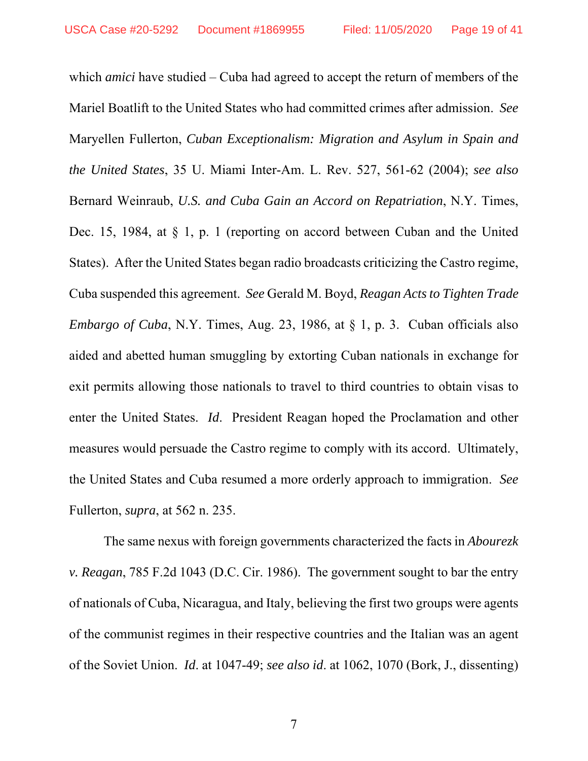which *amici* have studied – Cuba had agreed to accept the return of members of the Mariel Boatlift to the United States who had committed crimes after admission. *See* Maryellen Fullerton, *Cuban Exceptionalism: Migration and Asylum in Spain and the United States*, 35 U. Miami Inter-Am. L. Rev. 527, 561-62 (2004); *see also* Bernard Weinraub, *U.S. and Cuba Gain an Accord on Repatriation*, N.Y. Times, Dec. 15, 1984, at § 1, p. 1 (reporting on accord between Cuban and the United States). After the United States began radio broadcasts criticizing the Castro regime, Cuba suspended this agreement. *See* Gerald M. Boyd, *Reagan Acts to Tighten Trade Embargo of Cuba*, N.Y. Times, Aug. 23, 1986, at § 1, p. 3. Cuban officials also aided and abetted human smuggling by extorting Cuban nationals in exchange for exit permits allowing those nationals to travel to third countries to obtain visas to enter the United States. *Id*. President Reagan hoped the Proclamation and other measures would persuade the Castro regime to comply with its accord. Ultimately, the United States and Cuba resumed a more orderly approach to immigration. *See* Fullerton, *supra*, at 562 n. 235.

The same nexus with foreign governments characterized the facts in *Abourezk v. Reagan*, 785 F.2d 1043 (D.C. Cir. 1986). The government sought to bar the entry of nationals of Cuba, Nicaragua, and Italy, believing the first two groups were agents of the communist regimes in their respective countries and the Italian was an agent of the Soviet Union. *Id*. at 1047-49; *see also id*. at 1062, 1070 (Bork, J., dissenting)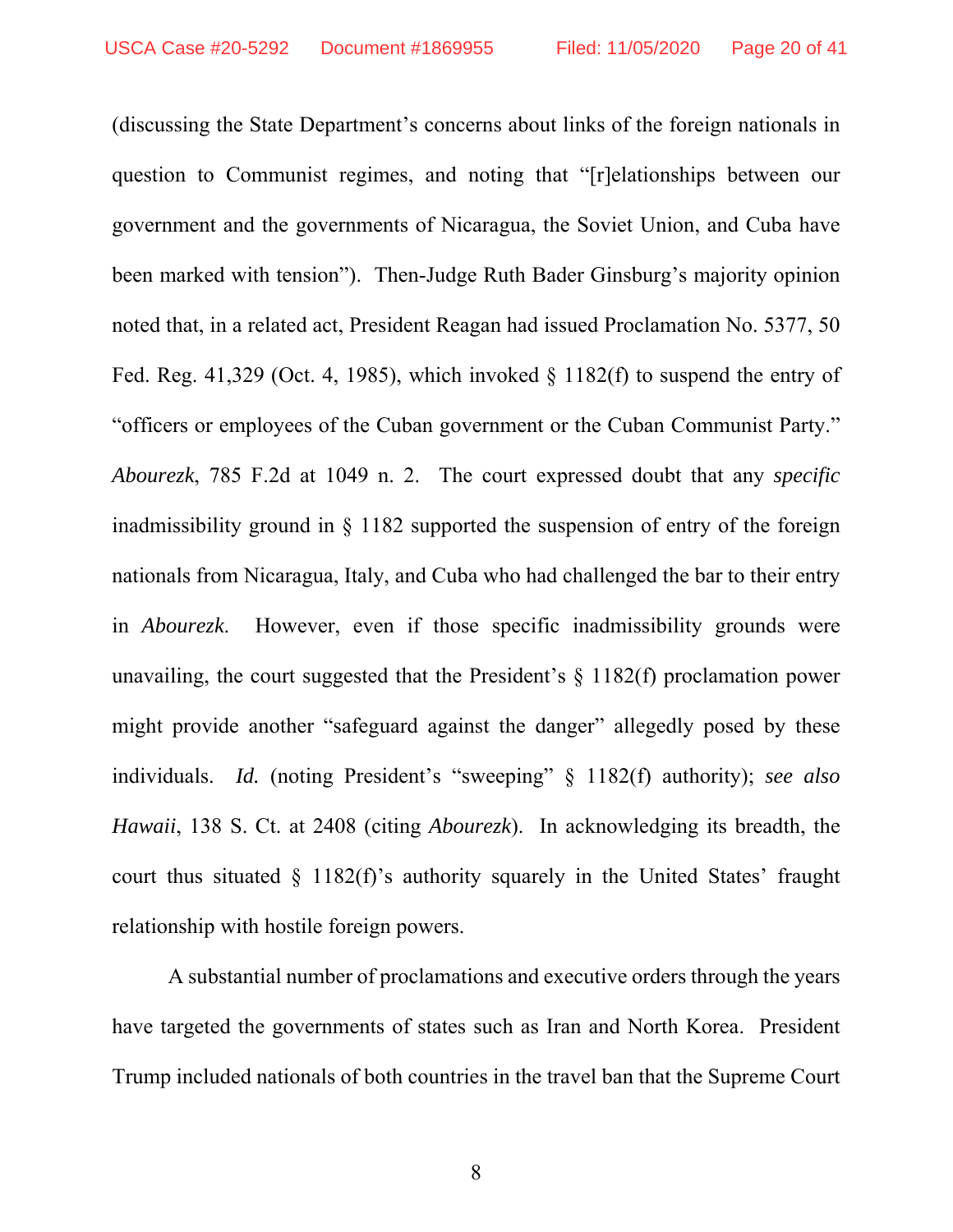(discussing the State Department's concerns about links of the foreign nationals in question to Communist regimes, and noting that "[r]elationships between our government and the governments of Nicaragua, the Soviet Union, and Cuba have been marked with tension"). Then-Judge Ruth Bader Ginsburg's majority opinion noted that, in a related act, President Reagan had issued Proclamation No. 5377, 50 Fed. Reg. 41,329 (Oct. 4, 1985), which invoked § 1182(f) to suspend the entry of "officers or employees of the Cuban government or the Cuban Communist Party." *Abourezk*, 785 F.2d at 1049 n. 2. The court expressed doubt that any *specific* inadmissibility ground in § 1182 supported the suspension of entry of the foreign nationals from Nicaragua, Italy, and Cuba who had challenged the bar to their entry in *Abourezk*. However, even if those specific inadmissibility grounds were unavailing, the court suggested that the President's § 1182(f) proclamation power might provide another "safeguard against the danger" allegedly posed by these individuals. *Id.* (noting President's "sweeping" § 1182(f) authority); *see also Hawaii*, 138 S. Ct. at 2408 (citing *Abourezk*). In acknowledging its breadth, the court thus situated § 1182(f)'s authority squarely in the United States' fraught relationship with hostile foreign powers.

A substantial number of proclamations and executive orders through the years have targeted the governments of states such as Iran and North Korea. President Trump included nationals of both countries in the travel ban that the Supreme Court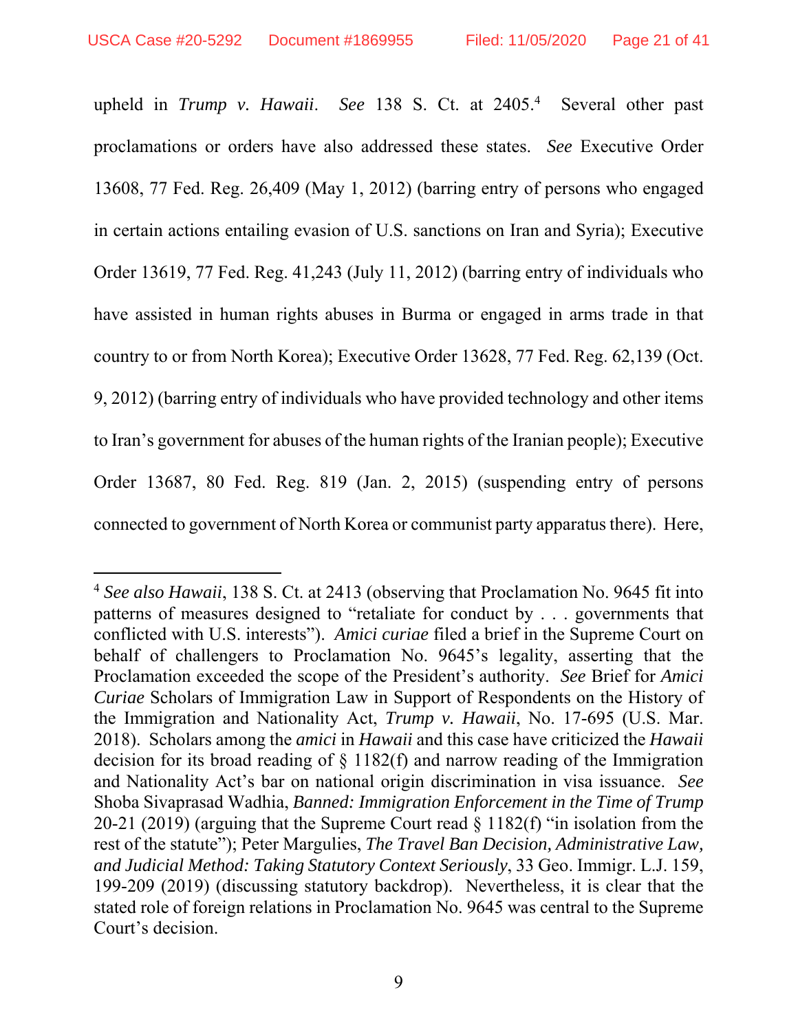upheld in *Trump v. Hawaii*. *See* 138 S. Ct. at 2405.[4] Several other past proclamations or orders have also addressed these states. *See* Executive Order 13608, 77 Fed. Reg. 26,409 (May 1, 2012) (barring entry of persons who engaged in certain actions entailing evasion of U.S. sanctions on Iran and Syria); Executive Order 13619, 77 Fed. Reg. 41,243 (July 11, 2012) (barring entry of individuals who have assisted in human rights abuses in Burma or engaged in arms trade in that country to or from North Korea); Executive Order 13628, 77 Fed. Reg. 62,139 (Oct. 9, 2012) (barring entry of individuals who have provided technology and other items to Iran's government for abuses of the human rights of the Iranian people); Executive Order 13687, 80 Fed. Reg. 819 (Jan. 2, 2015) (suspending entry of persons connected to government of North Korea or communist party apparatus there). Here,

---

[4] *See also Hawaii*, 138 S. Ct. at 2413 (observing that Proclamation No. 9645 fit into patterns of measures designed to "retaliate for conduct by . . . governments that conflicted with U.S. interests"). *Amici curiae* filed a brief in the Supreme Court on behalf of challengers to Proclamation No. 9645's legality, asserting that the Proclamation exceeded the scope of the President's authority. *See* Brief for *Amici Curiae* Scholars of Immigration Law in Support of Respondents on the History of the Immigration and Nationality Act, *Trump v. Hawaii*, No. 17-695 (U.S. Mar. 2018). Scholars among the *amici* in *Hawaii* and this case have criticized the *Hawaii* decision for its broad reading of § 1182(f) and narrow reading of the Immigration and Nationality Act's bar on national origin discrimination in visa issuance. *See* Shoba Sivaprasad Wadhia, *Banned: Immigration Enforcement in the Time of Trump* 20-21 (2019) (arguing that the Supreme Court read § 1182(f) "in isolation from the rest of the statute"); Peter Margulies, *The Travel Ban Decision, Administrative Law, and Judicial Method: Taking Statutory Context Seriously*, 33 Geo. Immigr. L.J. 159, 199-209 (2019) (discussing statutory backdrop). Nevertheless, it is clear that the stated role of foreign relations in Proclamation No. 9645 was central to the Supreme Court's decision.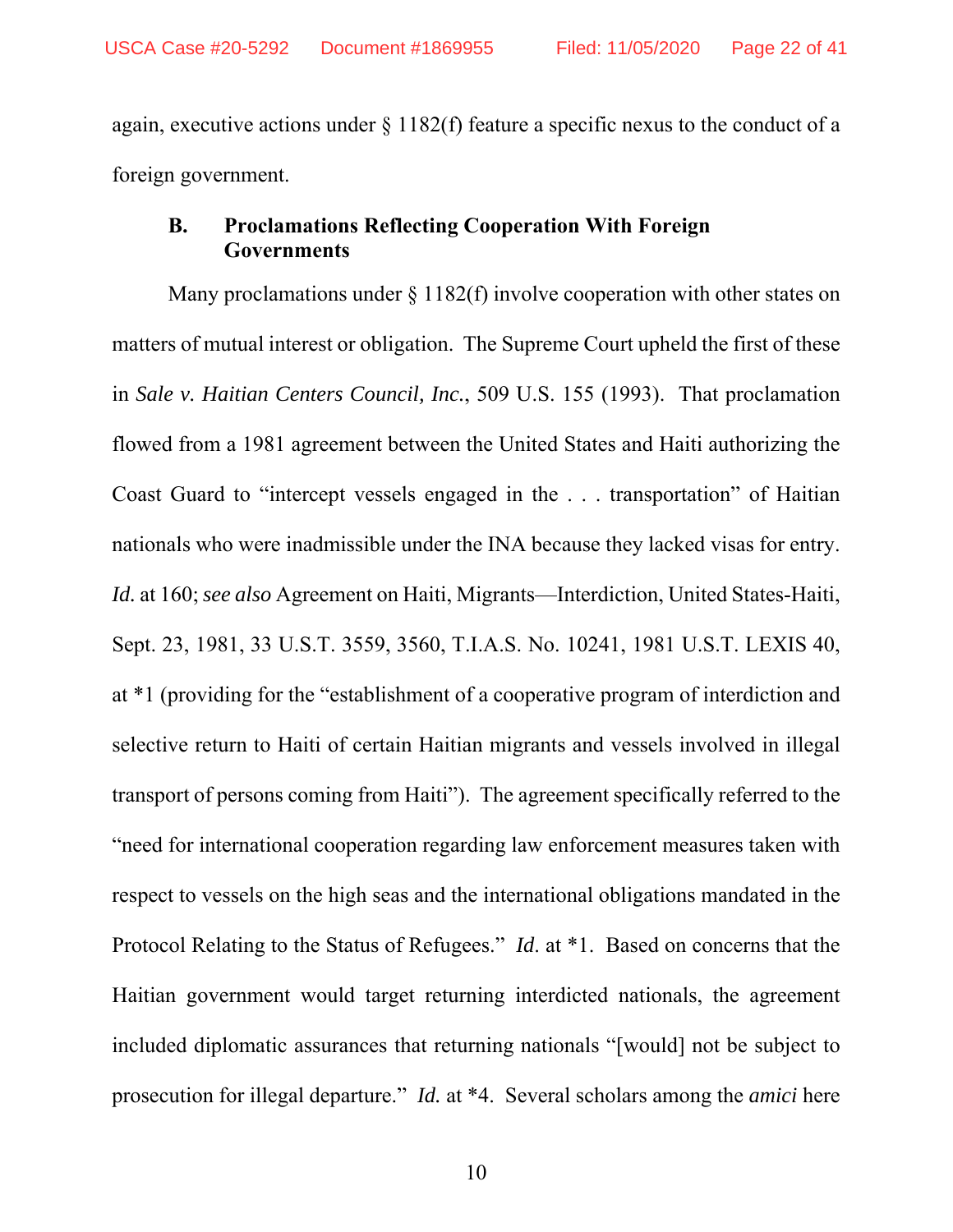again, executive actions under § 1182(f) feature a specific nexus to the conduct of a foreign government.

### B. Proclamations Reflecting Cooperation With Foreign Governments

Many proclamations under § 1182(f) involve cooperation with other states on matters of mutual interest or obligation. The Supreme Court upheld the first of these in *Sale v. Haitian Centers Council, Inc.*, 509 U.S. 155 (1993). That proclamation flowed from a 1981 agreement between the United States and Haiti authorizing the Coast Guard to "intercept vessels engaged in the . . . transportation" of Haitian nationals who were inadmissible under the INA because they lacked visas for entry. *Id.* at 160; *see also* Agreement on Haiti, Migrants—Interdiction, United States-Haiti, Sept. 23, 1981, 33 U.S.T. 3559, 3560, T.I.A.S. No. 10241, 1981 U.S.T. LEXIS 40, at *1 (providing for the "establishment of a cooperative program of interdiction and selective return to Haiti of certain Haitian migrants and vessels involved in illegal transport of persons coming from Haiti"). The agreement specifically referred to the "need for international cooperation regarding law enforcement measures taken with respect to vessels on the high seas and the international obligations mandated in the Protocol Relating to the Status of Refugees." *Id*. at *1. Based on concerns that the Haitian government would target returning interdicted nationals, the agreement included diplomatic assurances that returning nationals "[would] not be subject to prosecution for illegal departure." *Id.* at *4. Several scholars among the *amici* here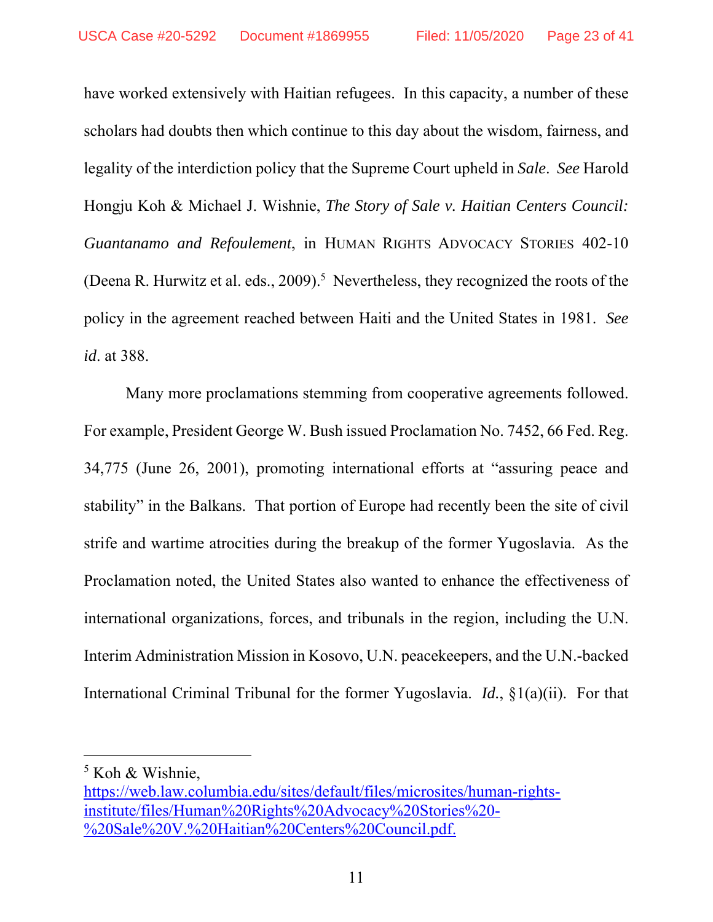have worked extensively with Haitian refugees. In this capacity, a number of these scholars had doubts then which continue to this day about the wisdom, fairness, and legality of the interdiction policy that the Supreme Court upheld in *Sale*. *See* Harold Hongju Koh & Michael J. Wishnie, *The Story of Sale v. Haitian Centers Council: Guantanamo and Refoulement*, in HUMAN RIGHTS ADVOCACY STORIES 402-10 (Deena R. Hurwitz et al. eds., 2009).[5] Nevertheless, they recognized the roots of the policy in the agreement reached between Haiti and the United States in 1981. *See id*. at 388.

Many more proclamations stemming from cooperative agreements followed. For example, President George W. Bush issued Proclamation No. 7452, 66 Fed. Reg. 34,775 (June 26, 2001), promoting international efforts at "assuring peace and stability" in the Balkans. That portion of Europe had recently been the site of civil strife and wartime atrocities during the breakup of the former Yugoslavia. As the Proclamation noted, the United States also wanted to enhance the effectiveness of international organizations, forces, and tribunals in the region, including the U.N. Interim Administration Mission in Kosovo, U.N. peacekeepers, and the U.N.-backed International Criminal Tribunal for the former Yugoslavia. *Id.*, §1(a)(ii). For that

---

[5] Koh & Wishnie, https://web.law.columbia.edu/sites/default/files/microsites/human-rights-institute/files/Human%20Rights%20Advocacy%20Stories%20-%20Sale%20V.%20Haitian%20Centers%20Council.pdf.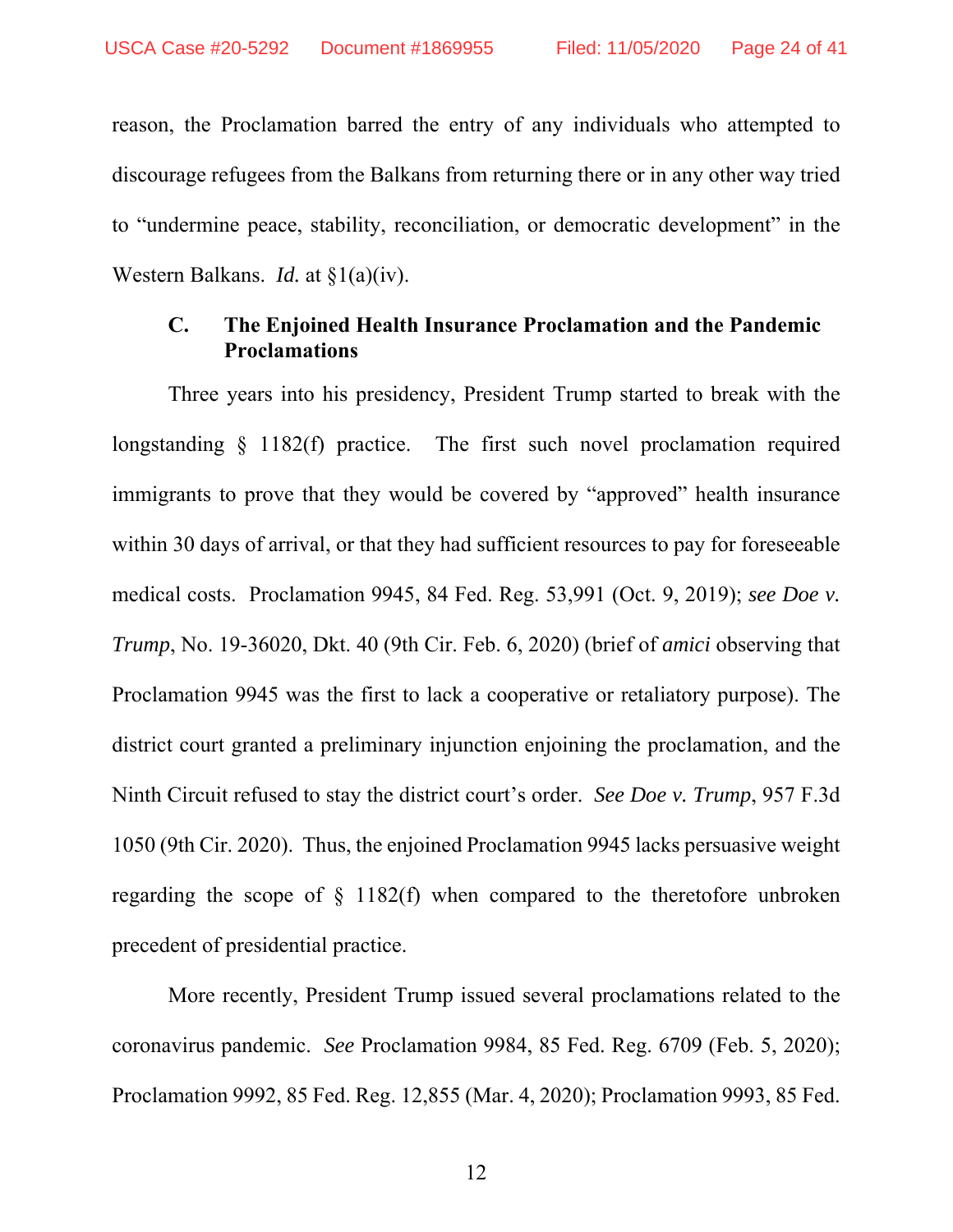reason, the Proclamation barred the entry of any individuals who attempted to discourage refugees from the Balkans from returning there or in any other way tried to "undermine peace, stability, reconciliation, or democratic development" in the Western Balkans. *Id.* at §1(a)(iv).

### C. The Enjoined Health Insurance Proclamation and the Pandemic Proclamations

Three years into his presidency, President Trump started to break with the longstanding § 1182(f) practice. The first such novel proclamation required immigrants to prove that they would be covered by "approved" health insurance within 30 days of arrival, or that they had sufficient resources to pay for foreseeable medical costs. Proclamation 9945, 84 Fed. Reg. 53,991 (Oct. 9, 2019); *see Doe v. Trump*, No. 19-36020, Dkt. 40 (9th Cir. Feb. 6, 2020) (brief of *amici* observing that Proclamation 9945 was the first to lack a cooperative or retaliatory purpose). The district court granted a preliminary injunction enjoining the proclamation, and the Ninth Circuit refused to stay the district court's order. *See Doe v. Trump*, 957 F.3d 1050 (9th Cir. 2020). Thus, the enjoined Proclamation 9945 lacks persuasive weight regarding the scope of § 1182(f) when compared to the theretofore unbroken precedent of presidential practice.

More recently, President Trump issued several proclamations related to the coronavirus pandemic. *See* Proclamation 9984, 85 Fed. Reg. 6709 (Feb. 5, 2020); Proclamation 9992, 85 Fed. Reg. 12,855 (Mar. 4, 2020); Proclamation 9993, 85 Fed.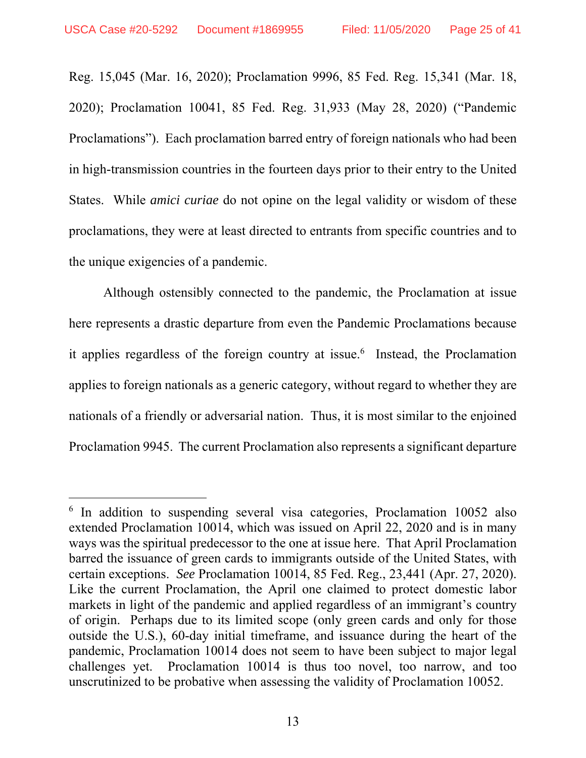Reg. 15,045 (Mar. 16, 2020); Proclamation 9996, 85 Fed. Reg. 15,341 (Mar. 18, 2020); Proclamation 10041, 85 Fed. Reg. 31,933 (May 28, 2020) ("Pandemic Proclamations"). Each proclamation barred entry of foreign nationals who had been in high-transmission countries in the fourteen days prior to their entry to the United States. While *amici curiae* do not opine on the legal validity or wisdom of these proclamations, they were at least directed to entrants from specific countries and to the unique exigencies of a pandemic.

Although ostensibly connected to the pandemic, the Proclamation at issue here represents a drastic departure from even the Pandemic Proclamations because it applies regardless of the foreign country at issue.[6] Instead, the Proclamation applies to foreign nationals as a generic category, without regard to whether they are nationals of a friendly or adversarial nation. Thus, it is most similar to the enjoined Proclamation 9945. The current Proclamation also represents a significant departure

---

[6] In addition to suspending several visa categories, Proclamation 10052 also extended Proclamation 10014, which was issued on April 22, 2020 and is in many ways was the spiritual predecessor to the one at issue here. That April Proclamation barred the issuance of green cards to immigrants outside of the United States, with certain exceptions. *See* Proclamation 10014, 85 Fed. Reg., 23,441 (Apr. 27, 2020). Like the current Proclamation, the April one claimed to protect domestic labor markets in light of the pandemic and applied regardless of an immigrant's country of origin. Perhaps due to its limited scope (only green cards and only for those outside the U.S.), 60-day initial timeframe, and issuance during the heart of the pandemic, Proclamation 10014 does not seem to have been subject to major legal challenges yet. Proclamation 10014 is thus too novel, too narrow, and too unscrutinized to be probative when assessing the validity of Proclamation 10052.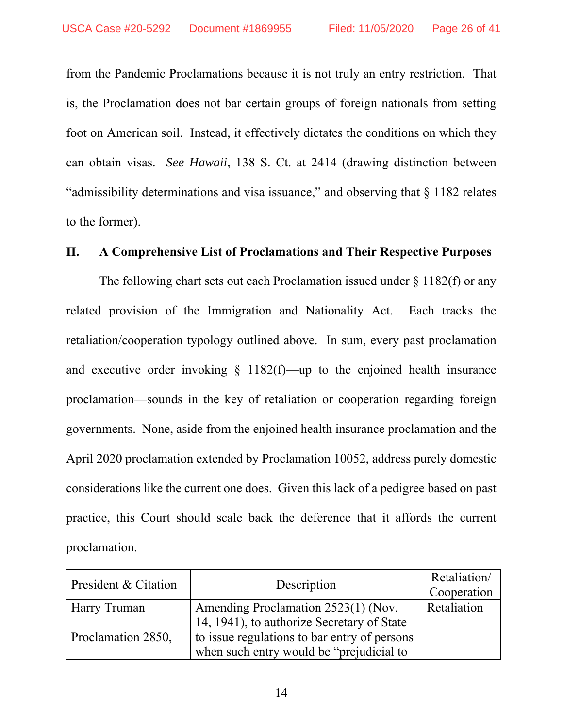from the Pandemic Proclamations because it is not truly an entry restriction. That is, the Proclamation does not bar certain groups of foreign nationals from setting foot on American soil. Instead, it effectively dictates the conditions on which they can obtain visas. *See Hawaii*, 138 S. Ct. at 2414 (drawing distinction between "admissibility determinations and visa issuance," and observing that § 1182 relates to the former).

## II. A Comprehensive List of Proclamations and Their Respective Purposes

The following chart sets out each Proclamation issued under § 1182(f) or any related provision of the Immigration and Nationality Act. Each tracks the retaliation/cooperation typology outlined above. In sum, every past proclamation and executive order invoking § 1182(f)—up to the enjoined health insurance proclamation—sounds in the key of retaliation or cooperation regarding foreign governments. None, aside from the enjoined health insurance proclamation and the April 2020 proclamation extended by Proclamation 10052, address purely domestic considerations like the current one does. Given this lack of a pedigree based on past practice, this Court should scale back the deference that it affords the current proclamation.

| President & Citation | Description | Retaliation/ Cooperation |
|---|---|---|
| Harry Truman<br><br>Proclamation 2850, | Amending Proclamation 2523(1) (Nov. 14, 1941), to authorize Secretary of State to issue regulations to bar entry of persons when such entry would be "prejudicial to | Retaliation |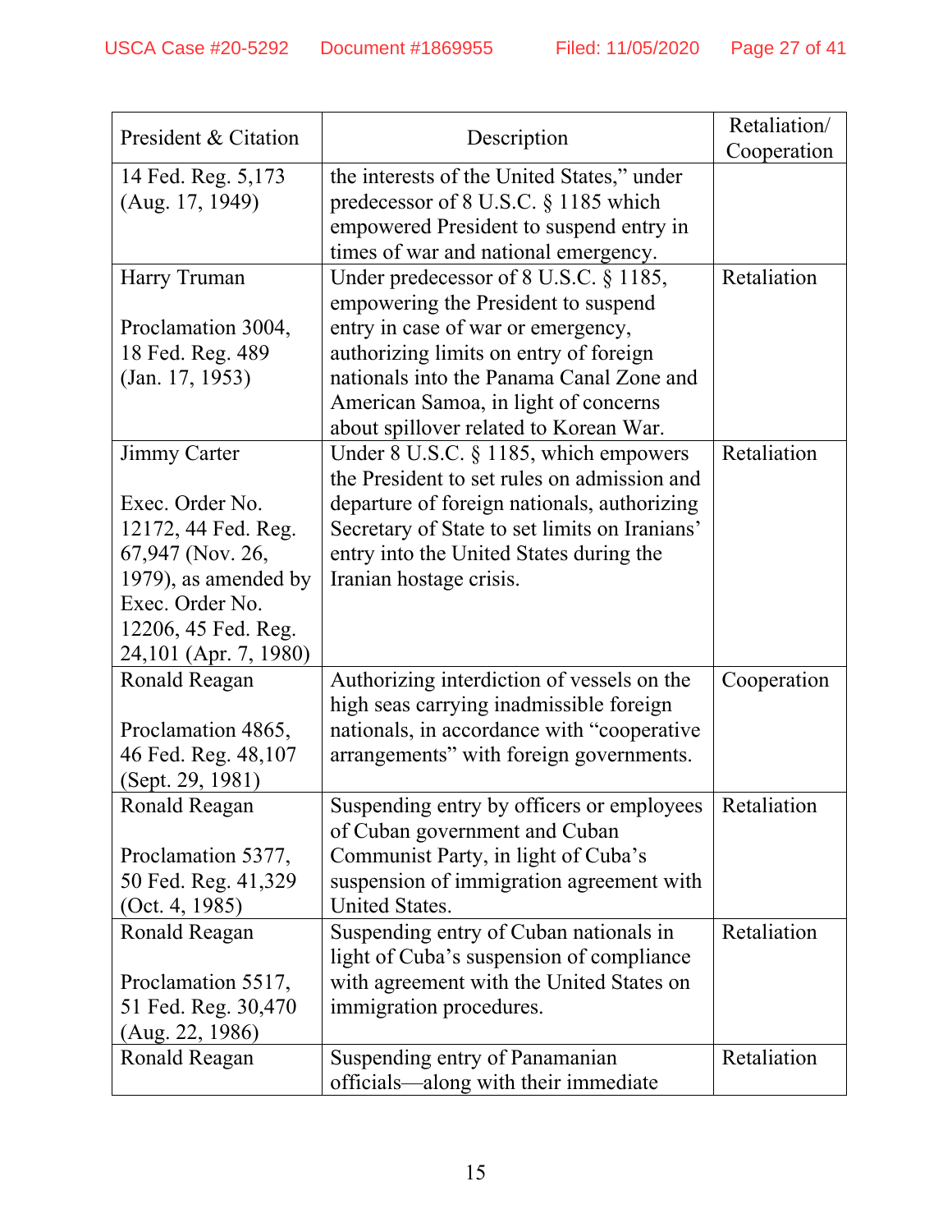| President & Citation | Description | Retaliation/ Cooperation |
|---|---|---|
| 14 Fed. Reg. 5,173 (Aug. 17, 1949) | the interests of the United States," under predecessor of 8 U.S.C. § 1185 which empowered President to suspend entry in times of war and national emergency. | |
| Harry Truman<br><br>Proclamation 3004, 18 Fed. Reg. 489 (Jan. 17, 1953) | Under predecessor of 8 U.S.C. § 1185, empowering the President to suspend entry in case of war or emergency, authorizing limits on entry of foreign nationals into the Panama Canal Zone and American Samoa, in light of concerns about spillover related to Korean War. | Retaliation |
| Jimmy Carter<br><br>Exec. Order No. 12172, 44 Fed. Reg. 67,947 (Nov. 26, 1979), as amended by Exec. Order No. 12206, 45 Fed. Reg. 24,101 (Apr. 7, 1980) | Under 8 U.S.C. § 1185, which empowers the President to set rules on admission and departure of foreign nationals, authorizing Secretary of State to set limits on Iranians' entry into the United States during the Iranian hostage crisis. | Retaliation |
| Ronald Reagan<br><br>Proclamation 4865, 46 Fed. Reg. 48,107 (Sept. 29, 1981) | Authorizing interdiction of vessels on the high seas carrying inadmissible foreign nationals, in accordance with "cooperative arrangements" with foreign governments. | Cooperation |
| Ronald Reagan<br><br>Proclamation 5377, 50 Fed. Reg. 41,329 (Oct. 4, 1985) | Suspending entry by officers or employees of Cuban government and Cuban Communist Party, in light of Cuba's suspension of immigration agreement with United States. | Retaliation |
| Ronald Reagan<br><br>Proclamation 5517, 51 Fed. Reg. 30,470 (Aug. 22, 1986) | Suspending entry of Cuban nationals in light of Cuba's suspension of compliance with agreement with the United States on immigration procedures. | Retaliation |
| Ronald Reagan | Suspending entry of Panamanian officials—along with their immediate | Retaliation |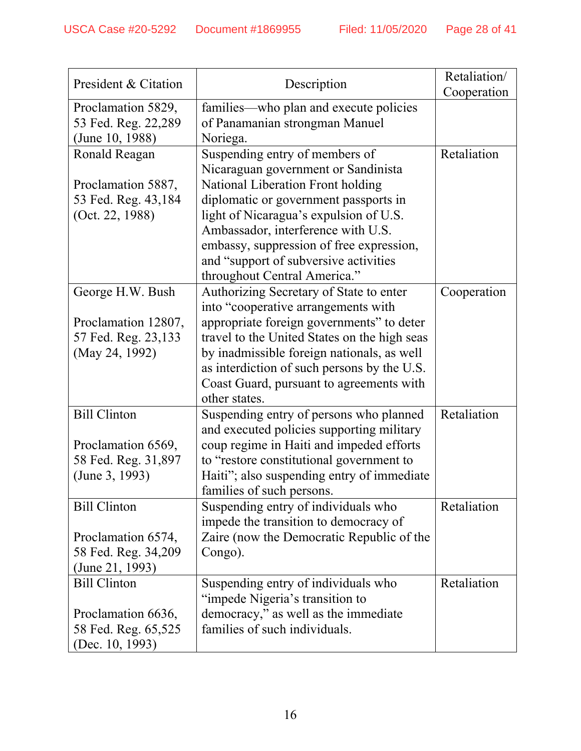| President & Citation | Description | Retaliation/ Cooperation |
|---|---|---|
| Proclamation 5829, 53 Fed. Reg. 22,289 (June 10, 1988) | families—who plan and execute policies of Panamanian strongman Manuel Noriega. | |
| Ronald Reagan<br><br>Proclamation 5887, 53 Fed. Reg. 43,184 (Oct. 22, 1988) | Suspending entry of members of Nicaraguan government or Sandinista National Liberation Front holding diplomatic or government passports in light of Nicaragua's expulsion of U.S. Ambassador, interference with U.S. embassy, suppression of free expression, and "support of subversive activities throughout Central America." | Retaliation |
| George H.W. Bush<br><br>Proclamation 12807, 57 Fed. Reg. 23,133 (May 24, 1992) | Authorizing Secretary of State to enter into "cooperative arrangements with appropriate foreign governments" to deter travel to the United States on the high seas by inadmissible foreign nationals, as well as interdiction of such persons by the U.S. Coast Guard, pursuant to agreements with other states. | Cooperation |
| Bill Clinton<br><br>Proclamation 6569, 58 Fed. Reg. 31,897 (June 3, 1993) | Suspending entry of persons who planned and executed policies supporting military coup regime in Haiti and impeded efforts to "restore constitutional government to Haiti"; also suspending entry of immediate families of such persons. | Retaliation |
| Bill Clinton<br><br>Proclamation 6574, 58 Fed. Reg. 34,209 (June 21, 1993) | Suspending entry of individuals who impede the transition to democracy of Zaire (now the Democratic Republic of the Congo). | Retaliation |
| Bill Clinton<br><br>Proclamation 6636, 58 Fed. Reg. 65,525 (Dec. 10, 1993) | Suspending entry of individuals who "impede Nigeria's transition to democracy," as well as the immediate families of such individuals. | Retaliation |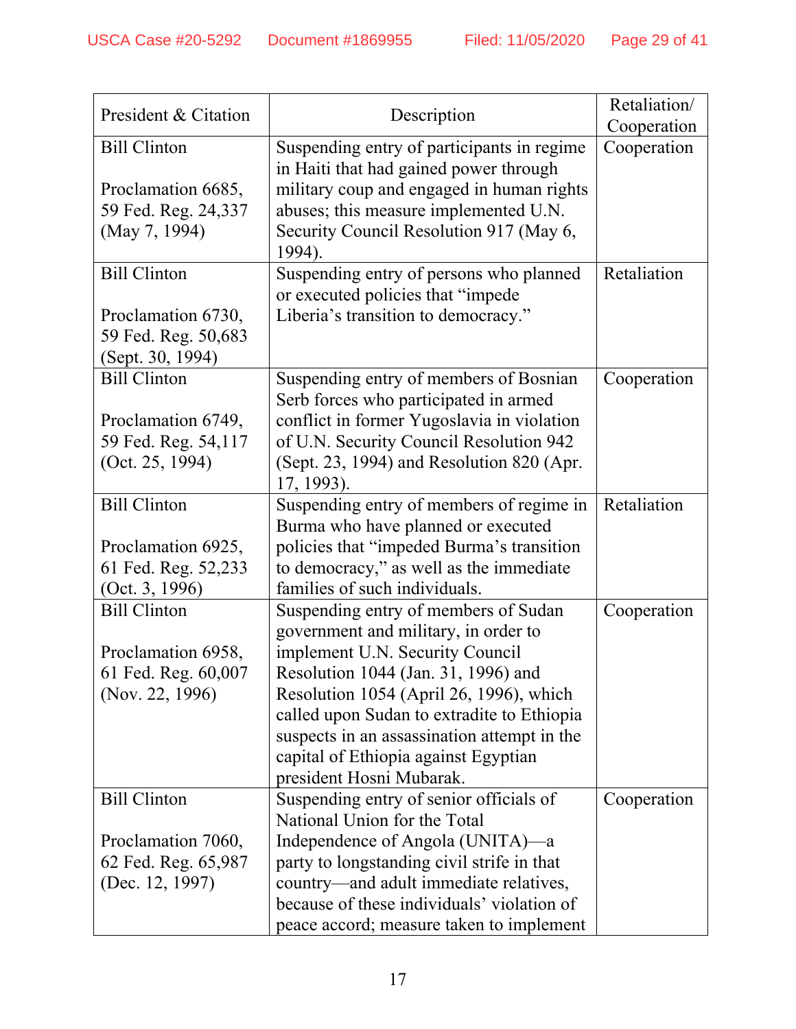| President & Citation | Description | Retaliation/ Cooperation |
|---|---|---|
| Bill Clinton<br><br>Proclamation 6685, 59 Fed. Reg. 24,337 (May 7, 1994) | Suspending entry of participants in regime in Haiti that had gained power through military coup and engaged in human rights abuses; this measure implemented U.N. Security Council Resolution 917 (May 6, 1994). | Cooperation |
| Bill Clinton<br><br>Proclamation 6730, 59 Fed. Reg. 50,683 (Sept. 30, 1994) | Suspending entry of persons who planned or executed policies that "impede Liberia's transition to democracy." | Retaliation |
| Bill Clinton<br><br>Proclamation 6749, 59 Fed. Reg. 54,117 (Oct. 25, 1994) | Suspending entry of members of Bosnian Serb forces who participated in armed conflict in former Yugoslavia in violation of U.N. Security Council Resolution 942 (Sept. 23, 1994) and Resolution 820 (Apr. 17, 1993). | Cooperation |
| Bill Clinton<br><br>Proclamation 6925, 61 Fed. Reg. 52,233 (Oct. 3, 1996) | Suspending entry of members of regime in Burma who have planned or executed policies that "impeded Burma's transition to democracy," as well as the immediate families of such individuals. | Retaliation |
| Bill Clinton<br><br>Proclamation 6958, 61 Fed. Reg. 60,007 (Nov. 22, 1996) | Suspending entry of members of Sudan government and military, in order to implement U.N. Security Council Resolution 1044 (Jan. 31, 1996) and Resolution 1054 (April 26, 1996), which called upon Sudan to extradite to Ethiopia suspects in an assassination attempt in the capital of Ethiopia against Egyptian president Hosni Mubarak. | Cooperation |
| Bill Clinton<br><br>Proclamation 7060, 62 Fed. Reg. 65,987 (Dec. 12, 1997) | Suspending entry of senior officials of National Union for the Total Independence of Angola (UNITA)—a party to longstanding civil strife in that country—and adult immediate relatives, because of these individuals' violation of peace accord; measure taken to implement | Cooperation |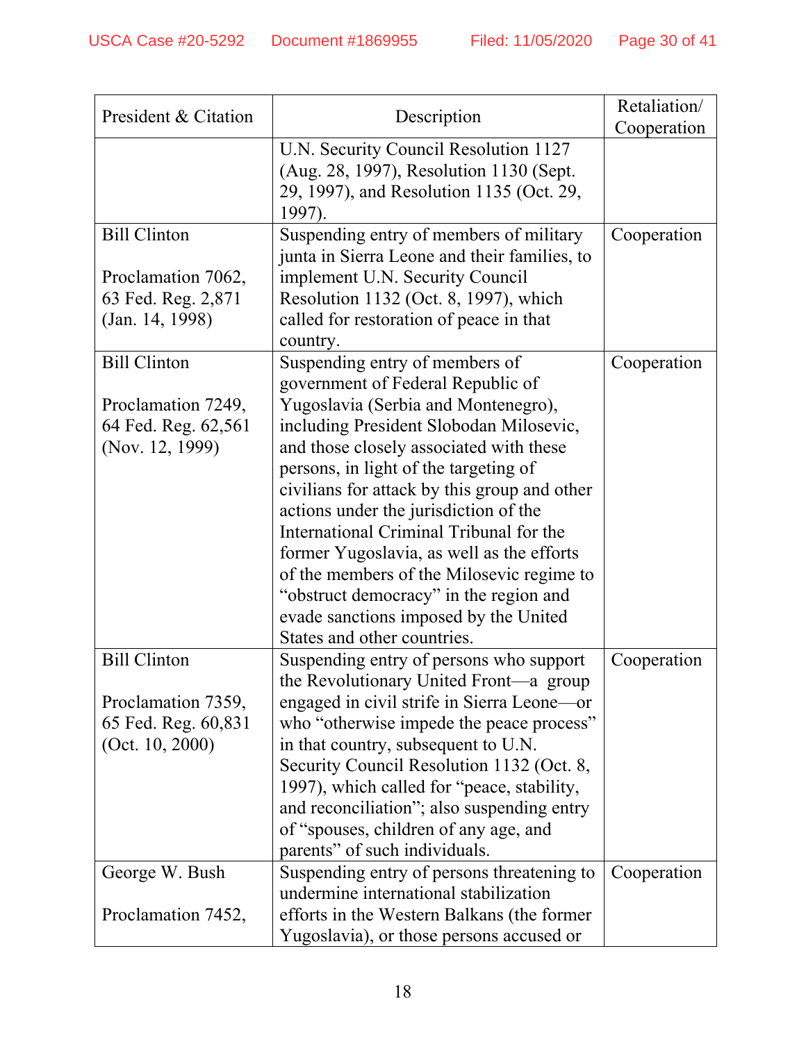| President & Citation | Description | Retaliation/ Cooperation |
|---|---|---|
| | U.N. Security Council Resolution 1127 (Aug. 28, 1997), Resolution 1130 (Sept. 29, 1997), and Resolution 1135 (Oct. 29, 1997). | |
| Bill Clinton<br><br>Proclamation 7062, 63 Fed. Reg. 2,871 (Jan. 14, 1998) | Suspending entry of members of military junta in Sierra Leone and their families, to implement U.N. Security Council Resolution 1132 (Oct. 8, 1997), which called for restoration of peace in that country. | Cooperation |
| Bill Clinton<br><br>Proclamation 7249, 64 Fed. Reg. 62,561 (Nov. 12, 1999) | Suspending entry of members of government of Federal Republic of Yugoslavia (Serbia and Montenegro), including President Slobodan Milosevic, and those closely associated with these persons, in light of the targeting of civilians for attack by this group and other actions under the jurisdiction of the International Criminal Tribunal for the former Yugoslavia, as well as the efforts of the members of the Milosevic regime to "obstruct democracy" in the region and evade sanctions imposed by the United States and other countries. | Cooperation |
| Bill Clinton<br><br>Proclamation 7359, 65 Fed. Reg. 60,831 (Oct. 10, 2000) | Suspending entry of persons who support the Revolutionary United Front—a group engaged in civil strife in Sierra Leone—or who "otherwise impede the peace process" in that country, subsequent to U.N. Security Council Resolution 1132 (Oct. 8, 1997), which called for "peace, stability, and reconciliation"; also suspending entry of "spouses, children of any age, and parents" of such individuals. | Cooperation |
| George W. Bush<br><br>Proclamation 7452, | Suspending entry of persons threatening to undermine international stabilization efforts in the Western Balkans (the former Yugoslavia), or those persons accused or | Cooperation |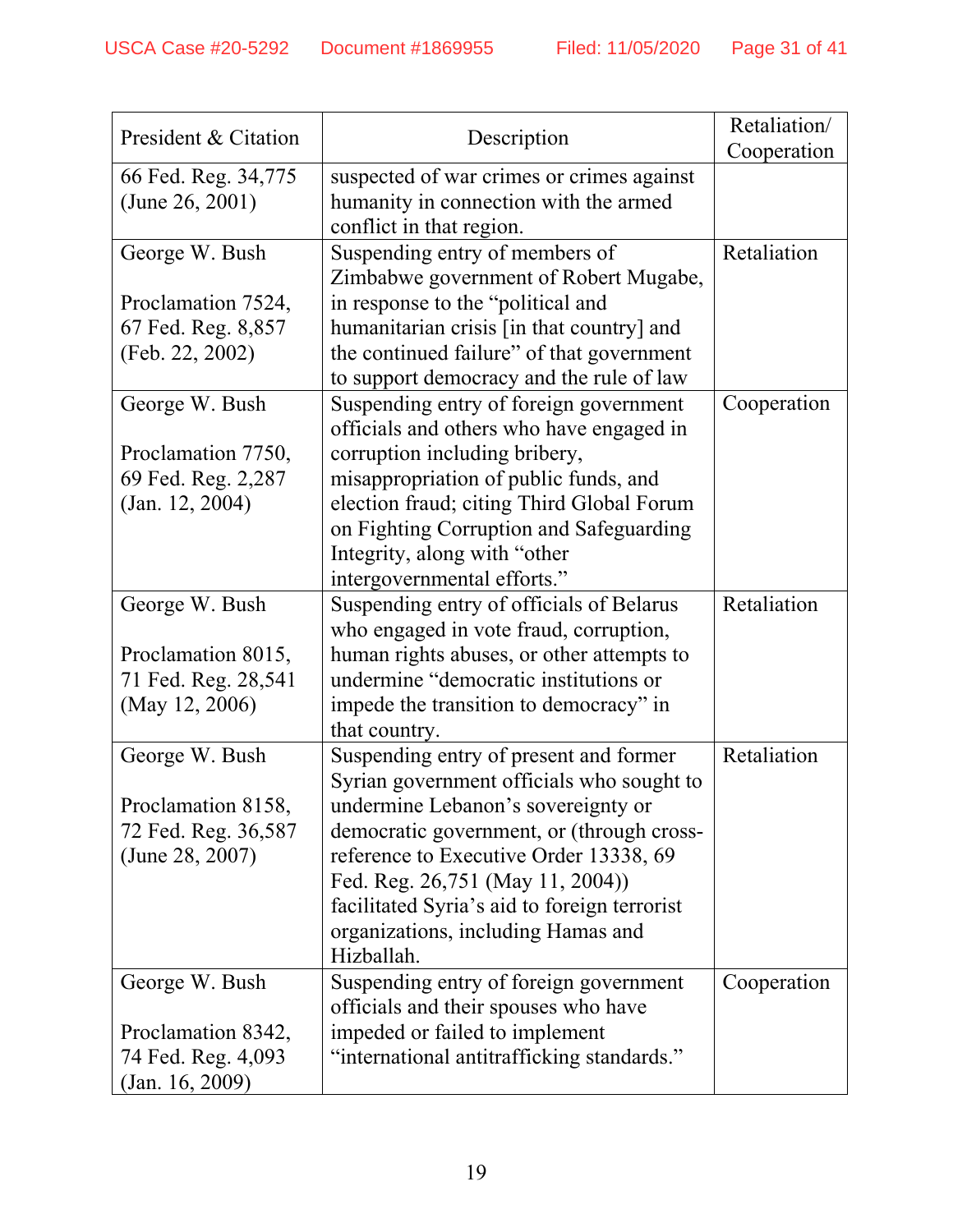| President & Citation | Description | Retaliation/ Cooperation |
|---|---|---|
| 66 Fed. Reg. 34,775 (June 26, 2001) | suspected of war crimes or crimes against humanity in connection with the armed conflict in that region. | |
| George W. Bush<br><br>Proclamation 7524, 67 Fed. Reg. 8,857 (Feb. 22, 2002) | Suspending entry of members of Zimbabwe government of Robert Mugabe, in response to the "political and humanitarian crisis [in that country] and the continued failure" of that government to support democracy and the rule of law | Retaliation |
| George W. Bush<br><br>Proclamation 7750, 69 Fed. Reg. 2,287 (Jan. 12, 2004) | Suspending entry of foreign government officials and others who have engaged in corruption including bribery, misappropriation of public funds, and election fraud; citing Third Global Forum on Fighting Corruption and Safeguarding Integrity, along with "other intergovernmental efforts." | Cooperation |
| George W. Bush<br><br>Proclamation 8015, 71 Fed. Reg. 28,541 (May 12, 2006) | Suspending entry of officials of Belarus who engaged in vote fraud, corruption, human rights abuses, or other attempts to undermine "democratic institutions or impede the transition to democracy" in that country. | Retaliation |
| George W. Bush<br><br>Proclamation 8158, 72 Fed. Reg. 36,587 (June 28, 2007) | Suspending entry of present and former Syrian government officials who sought to undermine Lebanon's sovereignty or democratic government, or (through cross-reference to Executive Order 13338, 69 Fed. Reg. 26,751 (May 11, 2004)) facilitated Syria's aid to foreign terrorist organizations, including Hamas and Hizballah. | Retaliation |
| George W. Bush<br><br>Proclamation 8342, 74 Fed. Reg. 4,093 (Jan. 16, 2009) | Suspending entry of foreign government officials and their spouses who have impeded or failed to implement "international antitrafficking standards." | Cooperation |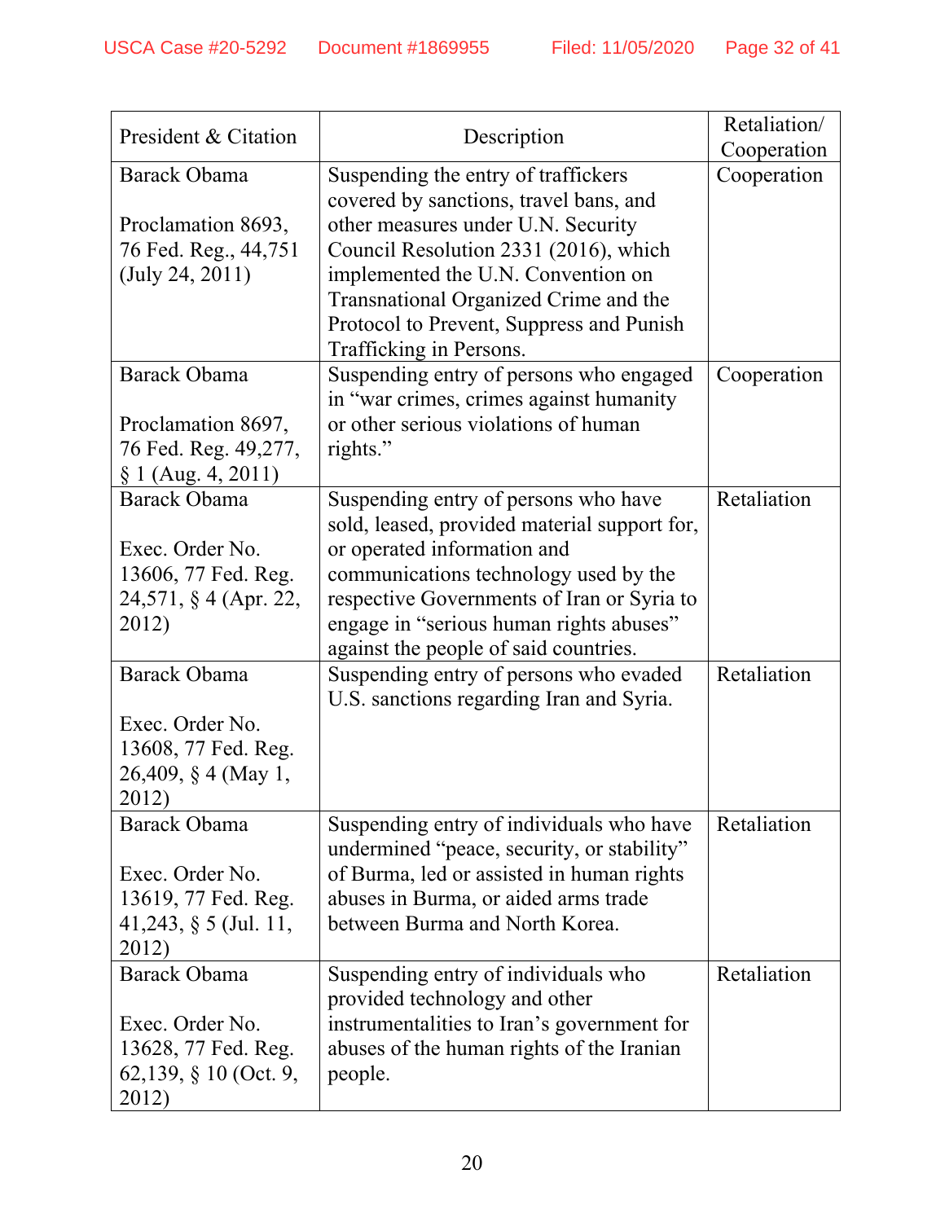| President & Citation | Description | Retaliation/ Cooperation |
|---|---|---|
| Barack Obama<br><br>Proclamation 8693, 76 Fed. Reg., 44,751 (July 24, 2011) | Suspending the entry of traffickers covered by sanctions, travel bans, and other measures under U.N. Security Council Resolution 2331 (2016), which implemented the U.N. Convention on Transnational Organized Crime and the Protocol to Prevent, Suppress and Punish Trafficking in Persons. | Cooperation |
| Barack Obama<br><br>Proclamation 8697, 76 Fed. Reg. 49,277, § 1 (Aug. 4, 2011) | Suspending entry of persons who engaged in "war crimes, crimes against humanity or other serious violations of human rights." | Cooperation |
| Barack Obama<br><br>Exec. Order No. 13606, 77 Fed. Reg. 24,571, § 4 (Apr. 22, 2012) | Suspending entry of persons who have sold, leased, provided material support for, or operated information and communications technology used by the respective Governments of Iran or Syria to engage in "serious human rights abuses" against the people of said countries. | Retaliation |
| Barack Obama<br><br>Exec. Order No. 13608, 77 Fed. Reg. 26,409, § 4 (May 1, 2012) | Suspending entry of persons who evaded U.S. sanctions regarding Iran and Syria. | Retaliation |
| Barack Obama<br><br>Exec. Order No. 13619, 77 Fed. Reg. 41,243, § 5 (Jul. 11, 2012) | Suspending entry of individuals who have undermined "peace, security, or stability" of Burma, led or assisted in human rights abuses in Burma, or aided arms trade between Burma and North Korea. | Retaliation |
| Barack Obama<br><br>Exec. Order No. 13628, 77 Fed. Reg. 62,139, § 10 (Oct. 9, 2012) | Suspending entry of individuals who provided technology and other instrumentalities to Iran's government for abuses of the human rights of the Iranian people. | Retaliation |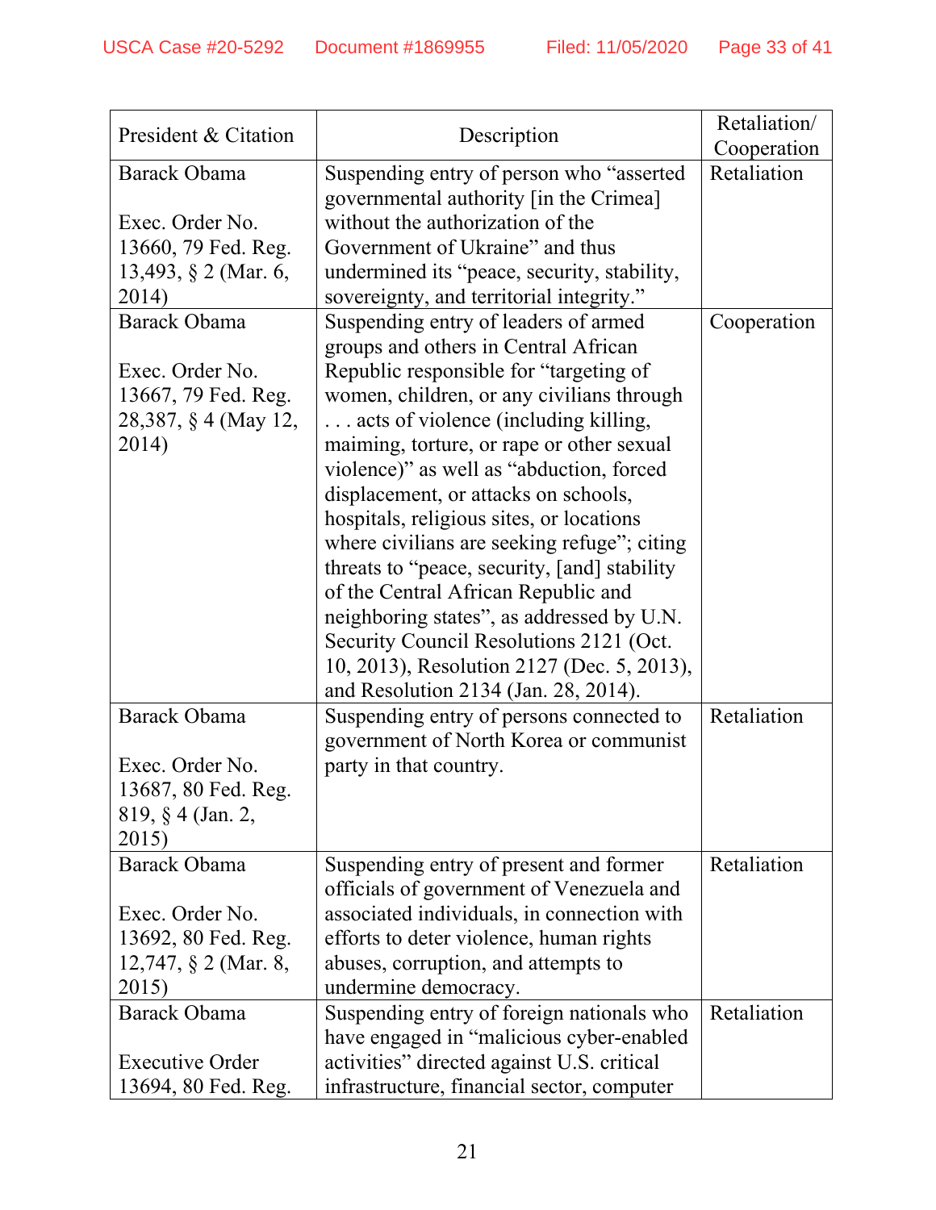| President & Citation | Description | Retaliation/ Cooperation |
|---|---|---|
| Barack Obama<br><br>Exec. Order No. 13660, 79 Fed. Reg. 13,493, § 2 (Mar. 6, 2014) | Suspending entry of person who "asserted governmental authority [in the Crimea] without the authorization of the Government of Ukraine" and thus undermined its "peace, security, stability, sovereignty, and territorial integrity." | Retaliation |
| Barack Obama<br><br>Exec. Order No. 13667, 79 Fed. Reg. 28,387, § 4 (May 12, 2014) | Suspending entry of leaders of armed groups and others in Central African Republic responsible for "targeting of women, children, or any civilians through . . . acts of violence (including killing, maiming, torture, or rape or other sexual violence)" as well as "abduction, forced displacement, or attacks on schools, hospitals, religious sites, or locations where civilians are seeking refuge"; citing threats to "peace, security, [and] stability of the Central African Republic and neighboring states", as addressed by U.N. Security Council Resolutions 2121 (Oct. 10, 2013), Resolution 2127 (Dec. 5, 2013), and Resolution 2134 (Jan. 28, 2014). | Cooperation |
| Barack Obama<br><br>Exec. Order No. 13687, 80 Fed. Reg. 819, § 4 (Jan. 2, 2015) | Suspending entry of persons connected to government of North Korea or communist party in that country. | Retaliation |
| Barack Obama<br><br>Exec. Order No. 13692, 80 Fed. Reg. 12,747, § 2 (Mar. 8, 2015) | Suspending entry of present and former officials of government of Venezuela and associated individuals, in connection with efforts to deter violence, human rights abuses, corruption, and attempts to undermine democracy. | Retaliation |
| Barack Obama<br><br>Executive Order 13694, 80 Fed. Reg. | Suspending entry of foreign nationals who have engaged in "malicious cyber-enabled activities" directed against U.S. critical infrastructure, financial sector, computer | Retaliation |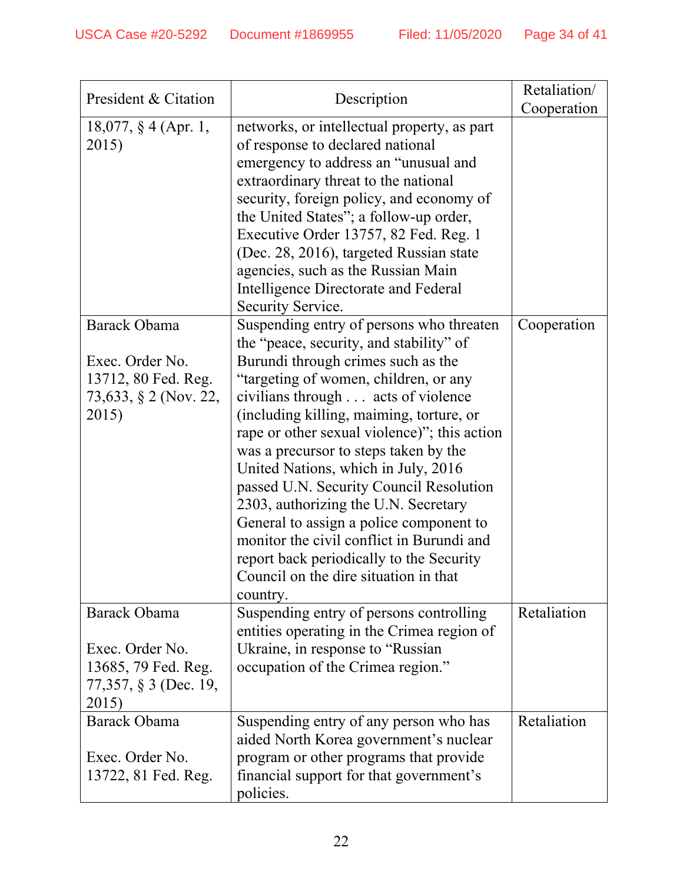| President & Citation | Description | Retaliation/ Cooperation |
|---|---|---|
| 18,077, § 4 (Apr. 1, 2015) | networks, or intellectual property, as part of response to declared national emergency to address an "unusual and extraordinary threat to the national security, foreign policy, and economy of the United States"; a follow-up order, Executive Order 13757, 82 Fed. Reg. 1 (Dec. 28, 2016), targeted Russian state agencies, such as the Russian Main Intelligence Directorate and Federal Security Service. | |
| Barack Obama<br><br>Exec. Order No. 13712, 80 Fed. Reg. 73,633, § 2 (Nov. 22, 2015) | Suspending entry of persons who threaten the "peace, security, and stability" of Burundi through crimes such as the "targeting of women, children, or any civilians through . . . acts of violence (including killing, maiming, torture, or rape or other sexual violence)"; this action was a precursor to steps taken by the United Nations, which in July, 2016 passed U.N. Security Council Resolution 2303, authorizing the U.N. Secretary General to assign a police component to monitor the civil conflict in Burundi and report back periodically to the Security Council on the dire situation in that country. | Cooperation |
| Barack Obama<br><br>Exec. Order No. 13685, 79 Fed. Reg. 77,357, § 3 (Dec. 19, 2015) | Suspending entry of persons controlling entities operating in the Crimea region of Ukraine, in response to "Russian occupation of the Crimea region." | Retaliation |
| Barack Obama<br><br>Exec. Order No. 13722, 81 Fed. Reg. | Suspending entry of any person who has aided North Korea government's nuclear program or other programs that provide financial support for that government's policies. | Retaliation |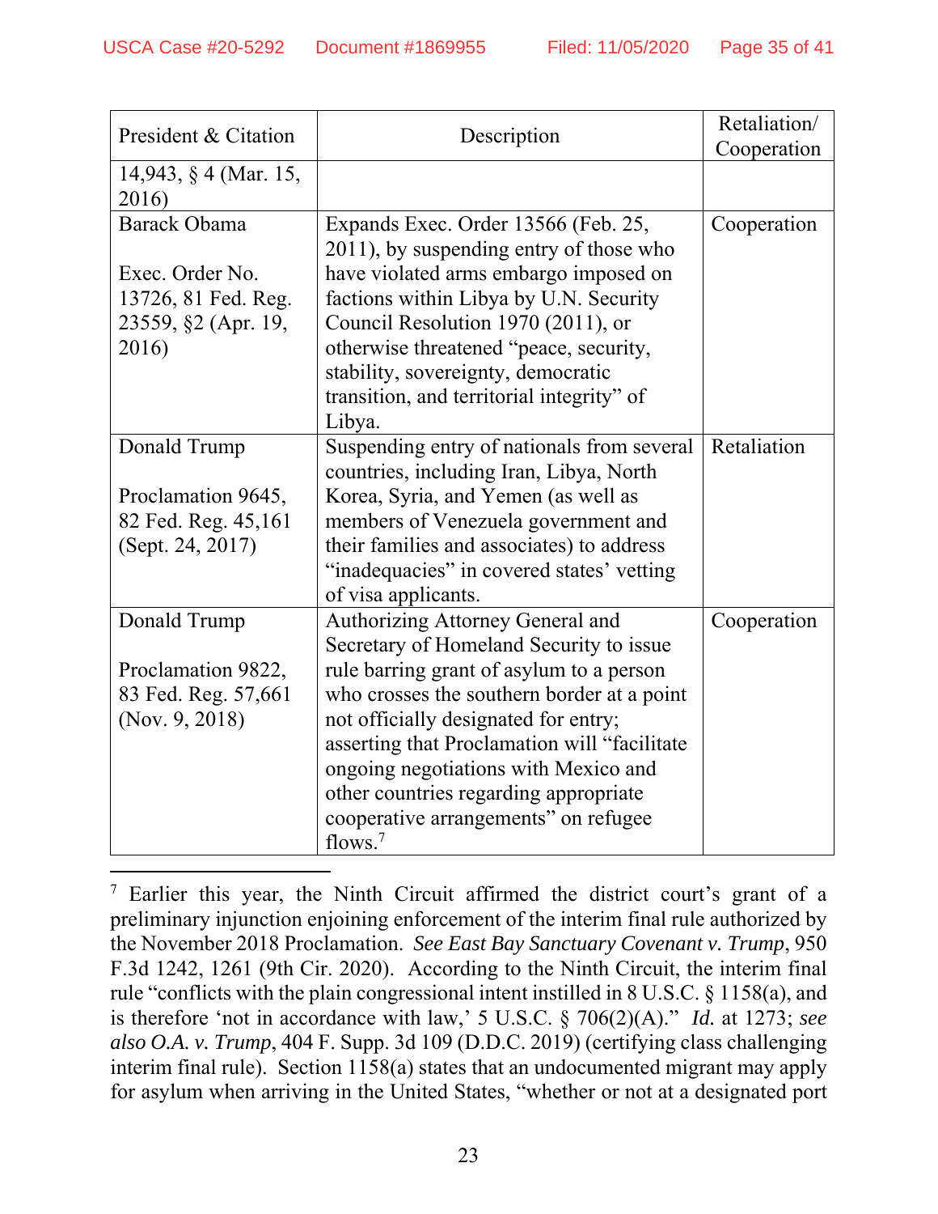| President & Citation | Description | Retaliation/ Cooperation |
|---|---|---|
| 14,943, § 4 (Mar. 15, 2016) | | |
| Barack Obama<br><br>Exec. Order No. 13726, 81 Fed. Reg. 23559, §2 (Apr. 19, 2016) | Expands Exec. Order 13566 (Feb. 25, 2011), by suspending entry of those who have violated arms embargo imposed on factions within Libya by U.N. Security Council Resolution 1970 (2011), or otherwise threatened "peace, security, stability, sovereignty, democratic transition, and territorial integrity" of Libya. | Cooperation |
| Donald Trump<br><br>Proclamation 9645, 82 Fed. Reg. 45,161 (Sept. 24, 2017) | Suspending entry of nationals from several countries, including Iran, Libya, North Korea, Syria, and Yemen (as well as members of Venezuela government and their families and associates) to address "inadequacies" in covered states' vetting of visa applicants. | Retaliation |
| Donald Trump<br><br>Proclamation 9822, 83 Fed. Reg. 57,661 (Nov. 9, 2018) | Authorizing Attorney General and Secretary of Homeland Security to issue rule barring grant of asylum to a person who crosses the southern border at a point not officially designated for entry; asserting that Proclamation will "facilitate ongoing negotiations with Mexico and other countries regarding appropriate cooperative arrangements" on refugee flows.[7] | Cooperation |

[7] Earlier this year, the Ninth Circuit affirmed the district court's grant of a preliminary injunction enjoining enforcement of the interim final rule authorized by the November 2018 Proclamation. *See East Bay Sanctuary Covenant v. Trump*, 950 F.3d 1242, 1261 (9th Cir. 2020). According to the Ninth Circuit, the interim final rule "conflicts with the plain congressional intent instilled in 8 U.S.C. § 1158(a), and is therefore 'not in accordance with law,' 5 U.S.C. § 706(2)(A)." *Id.* at 1273; *see also O.A. v. Trump*, 404 F. Supp. 3d 109 (D.D.C. 2019) (certifying class challenging interim final rule). Section 1158(a) states that an undocumented migrant may apply for asylum when arriving in the United States, "whether or not at a designated port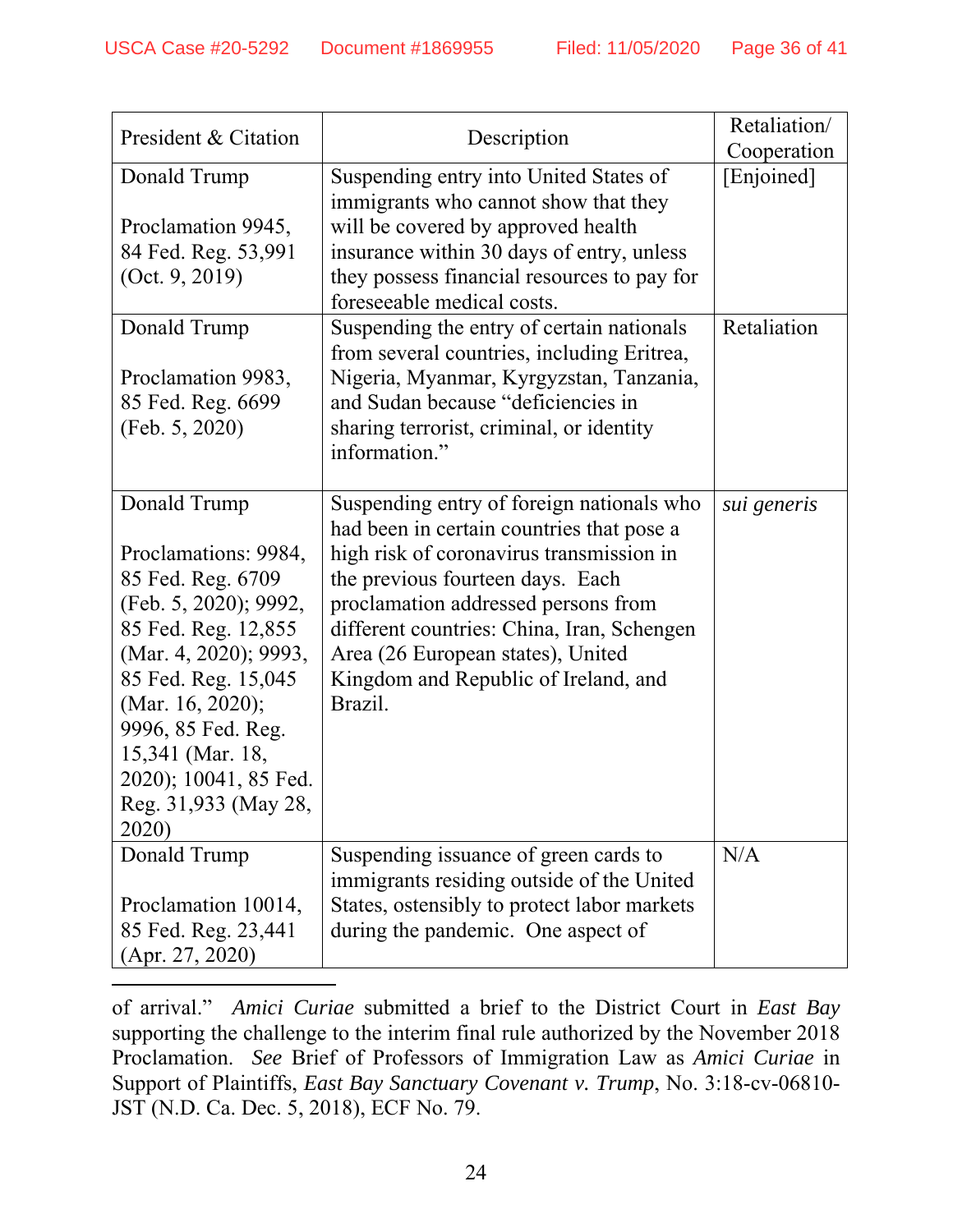| President & Citation | Description | Retaliation/ Cooperation |
|---|---|---|
| Donald Trump<br><br>Proclamation 9945, 84 Fed. Reg. 53,991 (Oct. 9, 2019) | Suspending entry into United States of immigrants who cannot show that they will be covered by approved health insurance within 30 days of entry, unless they possess financial resources to pay for foreseeable medical costs. | [Enjoined] |
| Donald Trump<br><br>Proclamation 9983, 85 Fed. Reg. 6699 (Feb. 5, 2020) | Suspending the entry of certain nationals from several countries, including Eritrea, Nigeria, Myanmar, Kyrgyzstan, Tanzania, and Sudan because "deficiencies in sharing terrorist, criminal, or identity information." | Retaliation |
| Donald Trump<br><br>Proclamations: 9984, 85 Fed. Reg. 6709 (Feb. 5, 2020); 9992, 85 Fed. Reg. 12,855 (Mar. 4, 2020); 9993, 85 Fed. Reg. 15,045 (Mar. 16, 2020); 9996, 85 Fed. Reg. 15,341 (Mar. 18, 2020); 10041, 85 Fed. Reg. 31,933 (May 28, 2020) | Suspending entry of foreign nationals who had been in certain countries that pose a high risk of coronavirus transmission in the previous fourteen days. Each proclamation addressed persons from different countries: China, Iran, Schengen Area (26 European states), United Kingdom and Republic of Ireland, and Brazil. | *sui generis* |
| Donald Trump<br><br>Proclamation 10014, 85 Fed. Reg. 23,441 (Apr. 27, 2020) | Suspending issuance of green cards to immigrants residing outside of the United States, ostensibly to protect labor markets during the pandemic. One aspect of | N/A |

of arrival." *Amici Curiae* submitted a brief to the District Court in *East Bay* supporting the challenge to the interim final rule authorized by the November 2018 Proclamation. *See* Brief of Professors of Immigration Law as *Amici Curiae* in Support of Plaintiffs, *East Bay Sanctuary Covenant v. Trump*, No. 3:18-cv-06810-JST (N.D. Ca. Dec. 5, 2018), ECF No. 79.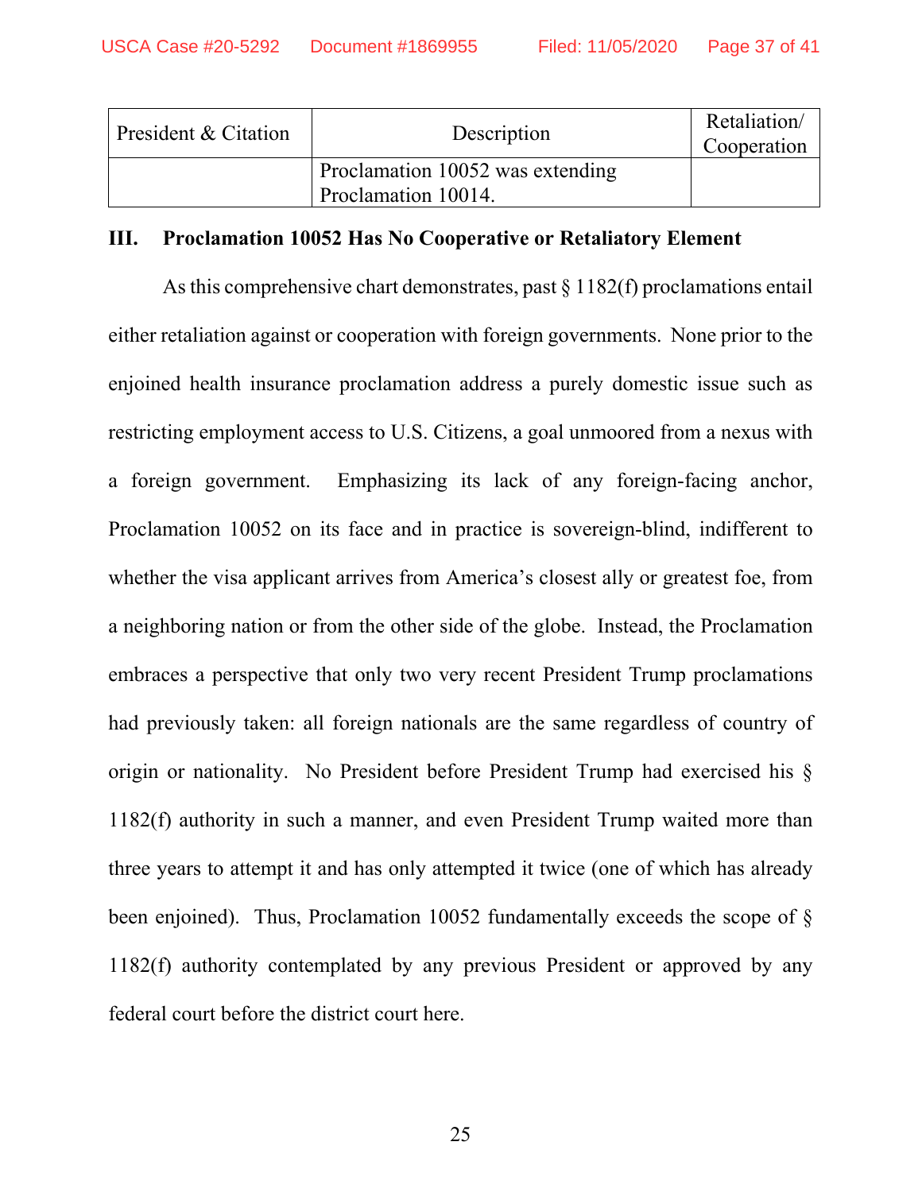| President & Citation | Description | Retaliation/ Cooperation |
| --- | --- | --- |
| | Proclamation 10052 was extending Proclamation 10014. | |

### III. Proclamation 10052 Has No Cooperative or Retaliatory Element

As this comprehensive chart demonstrates, past § 1182(f) proclamations entail either retaliation against or cooperation with foreign governments. None prior to the enjoined health insurance proclamation address a purely domestic issue such as restricting employment access to U.S. Citizens, a goal unmoored from a nexus with a foreign government. Emphasizing its lack of any foreign-facing anchor, Proclamation 10052 on its face and in practice is sovereign-blind, indifferent to whether the visa applicant arrives from America's closest ally or greatest foe, from a neighboring nation or from the other side of the globe. Instead, the Proclamation embraces a perspective that only two very recent President Trump proclamations had previously taken: all foreign nationals are the same regardless of country of origin or nationality. No President before President Trump had exercised his § 1182(f) authority in such a manner, and even President Trump waited more than three years to attempt it and has only attempted it twice (one of which has already been enjoined). Thus, Proclamation 10052 fundamentally exceeds the scope of § 1182(f) authority contemplated by any previous President or approved by any federal court before the district court here.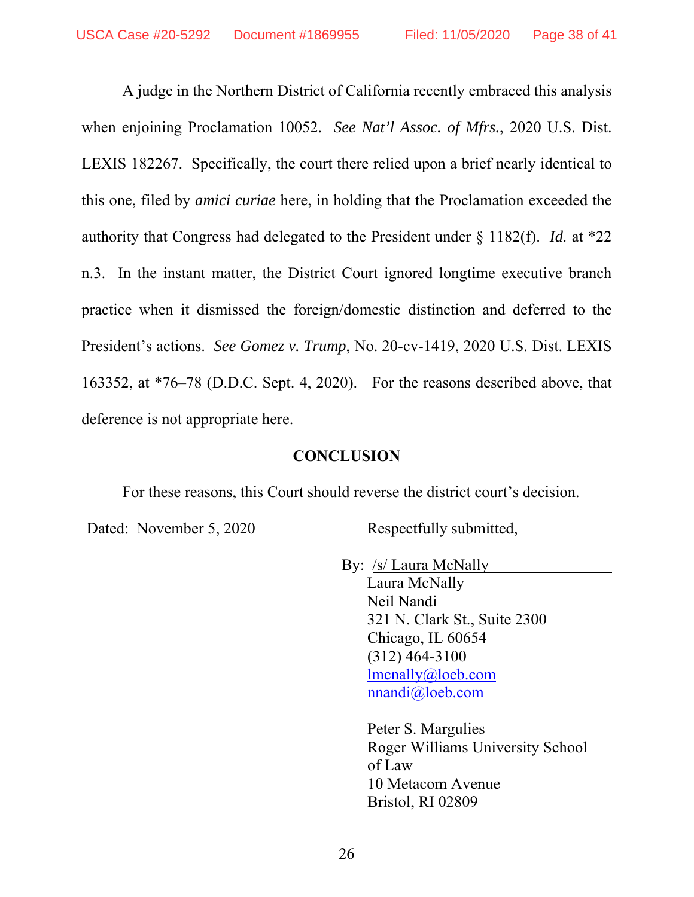A judge in the Northern District of California recently embraced this analysis when enjoining Proclamation 10052. *See Nat'l Assoc. of Mfrs.*, 2020 U.S. Dist. LEXIS 182267. Specifically, the court there relied upon a brief nearly identical to this one, filed by *amici curiae* here, in holding that the Proclamation exceeded the authority that Congress had delegated to the President under § 1182(f). *Id.* at *22 n.3. In the instant matter, the District Court ignored longtime executive branch practice when it dismissed the foreign/domestic distinction and deferred to the President's actions. *See Gomez v. Trump*, No. 20-cv-1419, 2020 U.S. Dist. LEXIS 163352, at *76–78 (D.D.C. Sept. 4, 2020). For the reasons described above, that deference is not appropriate here.

**CONCLUSION**

For these reasons, this Court should reverse the district court's decision.

Dated: November 5, 2020

Respectfully submitted,

By: /s/ Laura McNally

Laura McNally
Neil Nandi
321 N. Clark St., Suite 2300
Chicago, IL 60654
(312) 464-3100
lmcnally@loeb.com
nnandi@loeb.com

Peter S. Margulies
Roger Williams University School of Law
10 Metacom Avenue
Bristol, RI 02809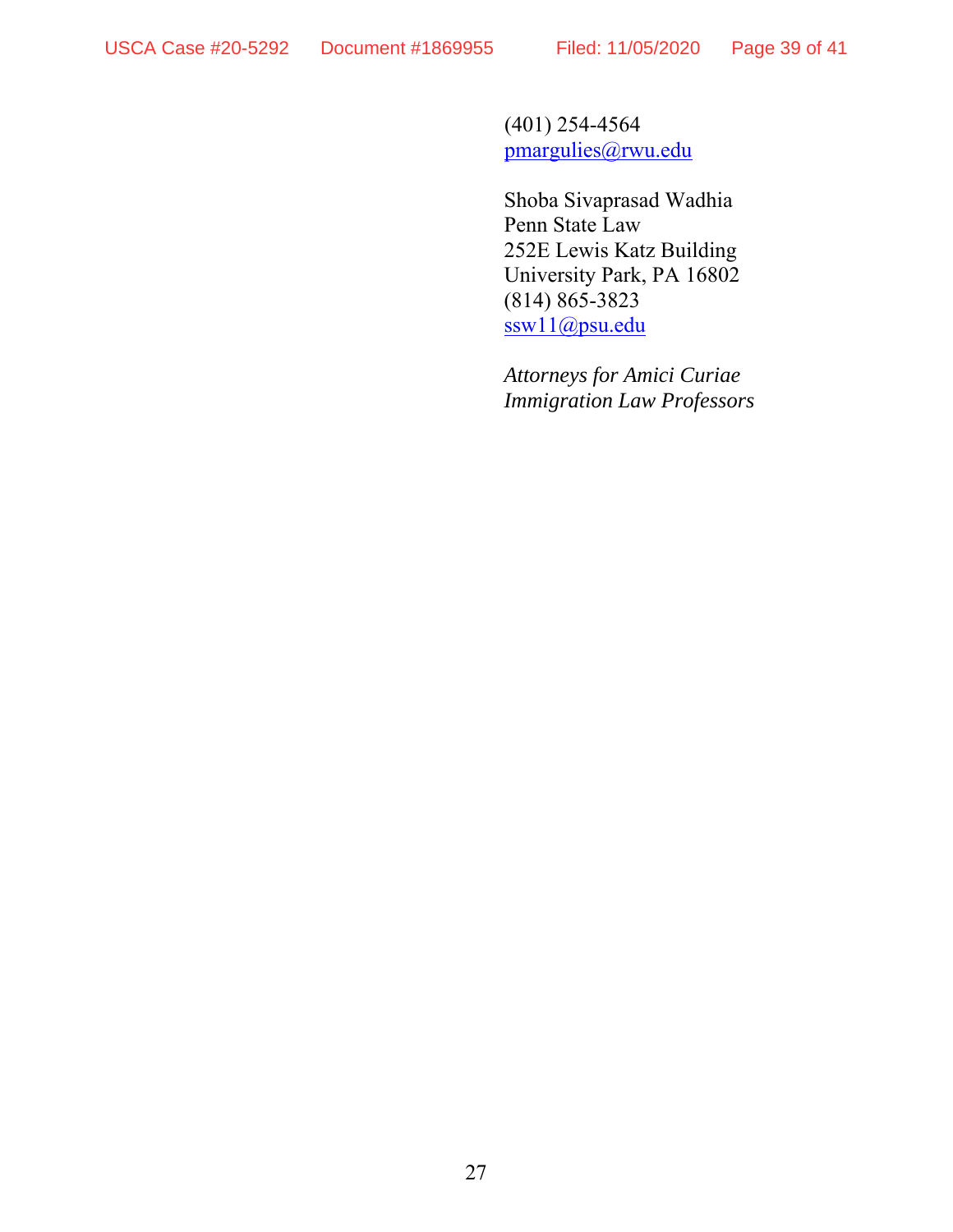(401) 254-4564
pmargulies@rwu.edu

Shoba Sivaprasad Wadhia
Penn State Law
252E Lewis Katz Building
University Park, PA 16802
(814) 865-3823
ssw11@psu.edu

*Attorneys for Amici Curiae Immigration Law Professors*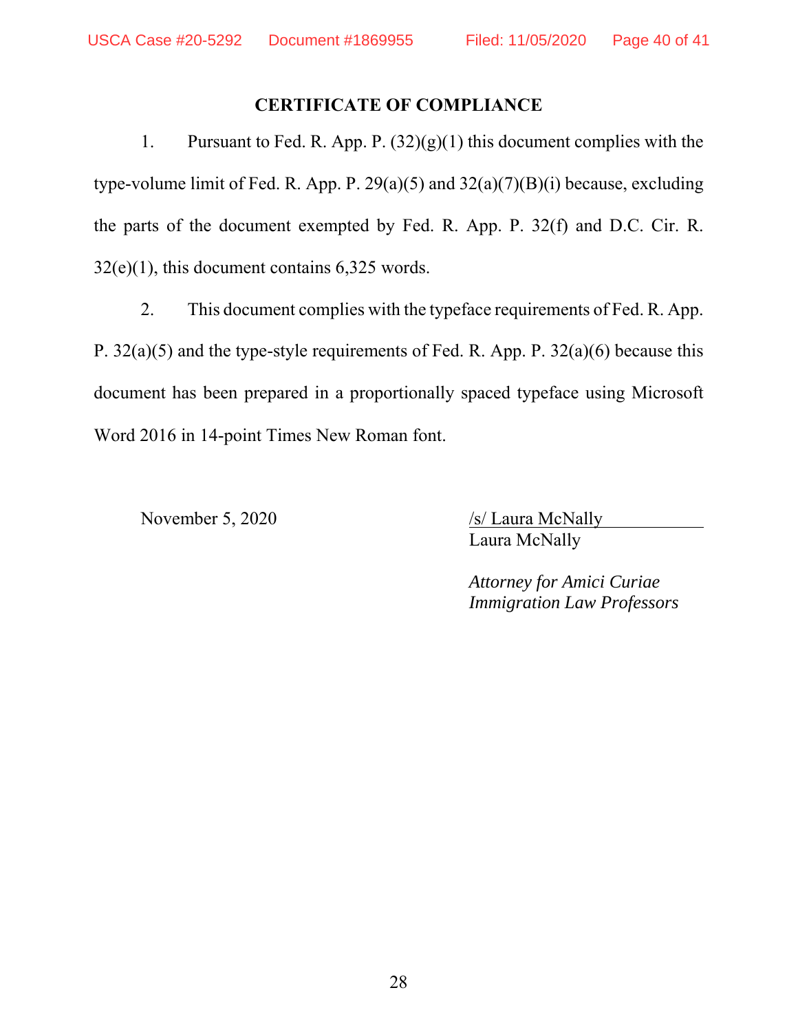## CERTIFICATE OF COMPLIANCE

1. Pursuant to Fed. R. App. P. (32)(g)(1) this document complies with the type-volume limit of Fed. R. App. P. 29(a)(5) and 32(a)(7)(B)(i) because, excluding the parts of the document exempted by Fed. R. App. P. 32(f) and D.C. Cir. R. 32(e)(1), this document contains 6,325 words.

2. This document complies with the typeface requirements of Fed. R. App. P. 32(a)(5) and the type-style requirements of Fed. R. App. P. 32(a)(6) because this document has been prepared in a proportionally spaced typeface using Microsoft Word 2016 in 14-point Times New Roman font.

November 5, 2020

/s/ Laura McNally
Laura McNally

*Attorney for Amici Curiae Immigration Law Professors*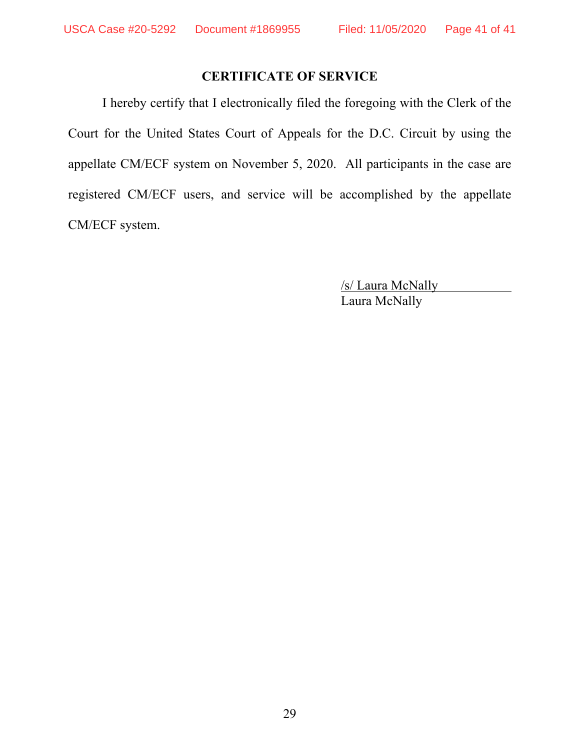## CERTIFICATE OF SERVICE

I hereby certify that I electronically filed the foregoing with the Clerk of the Court for the United States Court of Appeals for the D.C. Circuit by using the appellate CM/ECF system on November 5, 2020. All participants in the case are registered CM/ECF users, and service will be accomplished by the appellate CM/ECF system.

/s/ Laura McNally
Laura McNally